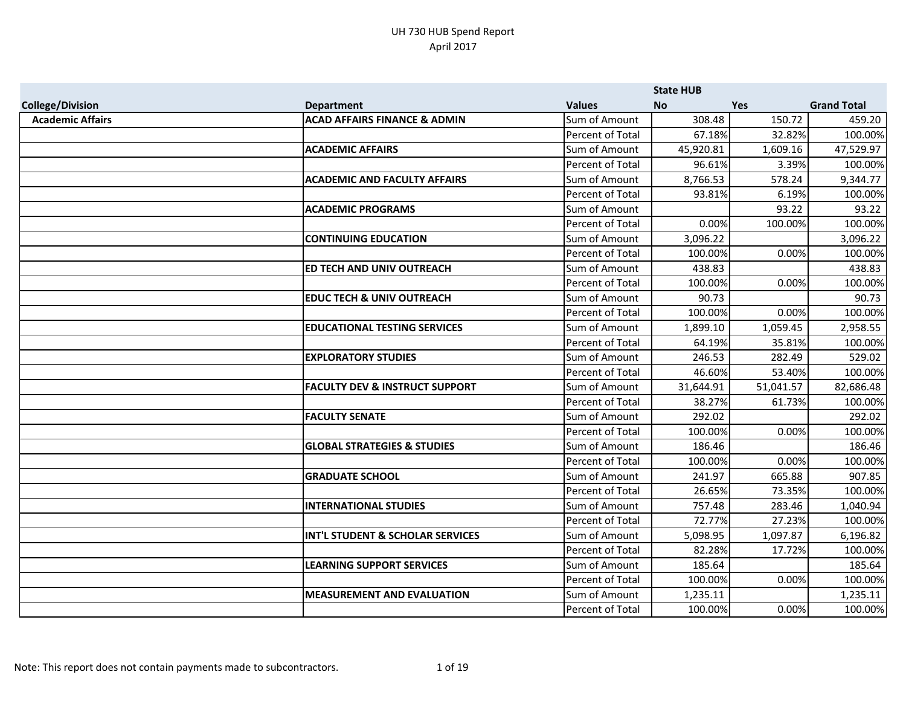UH 730 HUB Spend Report
April 2017

| | | | State HUB | | |
|---|---|---|---|---|---|
| College/Division | Department | Values | No | Yes | Grand Total |
| Academic Affairs | ACAD AFFAIRS FINANCE & ADMIN | Sum of Amount | 308.48 | 150.72 | 459.20 |
| | | Percent of Total | 67.18% | 32.82% | 100.00% |
| | ACADEMIC AFFAIRS | Sum of Amount | 45,920.81 | 1,609.16 | 47,529.97 |
| | | Percent of Total | 96.61% | 3.39% | 100.00% |
| | ACADEMIC AND FACULTY AFFAIRS | Sum of Amount | 8,766.53 | 578.24 | 9,344.77 |
| | | Percent of Total | 93.81% | 6.19% | 100.00% |
| | ACADEMIC PROGRAMS | Sum of Amount | | 93.22 | 93.22 |
| | | Percent of Total | 0.00% | 100.00% | 100.00% |
| | CONTINUING EDUCATION | Sum of Amount | 3,096.22 | | 3,096.22 |
| | | Percent of Total | 100.00% | 0.00% | 100.00% |
| | ED TECH AND UNIV OUTREACH | Sum of Amount | 438.83 | | 438.83 |
| | | Percent of Total | 100.00% | 0.00% | 100.00% |
| | EDUC TECH & UNIV OUTREACH | Sum of Amount | 90.73 | | 90.73 |
| | | Percent of Total | 100.00% | 0.00% | 100.00% |
| | EDUCATIONAL TESTING SERVICES | Sum of Amount | 1,899.10 | 1,059.45 | 2,958.55 |
| | | Percent of Total | 64.19% | 35.81% | 100.00% |
| | EXPLORATORY STUDIES | Sum of Amount | 246.53 | 282.49 | 529.02 |
| | | Percent of Total | 46.60% | 53.40% | 100.00% |
| | FACULTY DEV & INSTRUCT SUPPORT | Sum of Amount | 31,644.91 | 51,041.57 | 82,686.48 |
| | | Percent of Total | 38.27% | 61.73% | 100.00% |
| | FACULTY SENATE | Sum of Amount | 292.02 | | 292.02 |
| | | Percent of Total | 100.00% | 0.00% | 100.00% |
| | GLOBAL STRATEGIES & STUDIES | Sum of Amount | 186.46 | | 186.46 |
| | | Percent of Total | 100.00% | 0.00% | 100.00% |
| | GRADUATE SCHOOL | Sum of Amount | 241.97 | 665.88 | 907.85 |
| | | Percent of Total | 26.65% | 73.35% | 100.00% |
| | INTERNATIONAL STUDIES | Sum of Amount | 757.48 | 283.46 | 1,040.94 |
| | | Percent of Total | 72.77% | 27.23% | 100.00% |
| | INT'L STUDENT & SCHOLAR SERVICES | Sum of Amount | 5,098.95 | 1,097.87 | 6,196.82 |
| | | Percent of Total | 82.28% | 17.72% | 100.00% |
| | LEARNING SUPPORT SERVICES | Sum of Amount | 185.64 | | 185.64 |
| | | Percent of Total | 100.00% | 0.00% | 100.00% |
| | MEASUREMENT AND EVALUATION | Sum of Amount | 1,235.11 | | 1,235.11 |
| | | Percent of Total | 100.00% | 0.00% | 100.00% |

Note: This report does not contain payments made to subcontractors.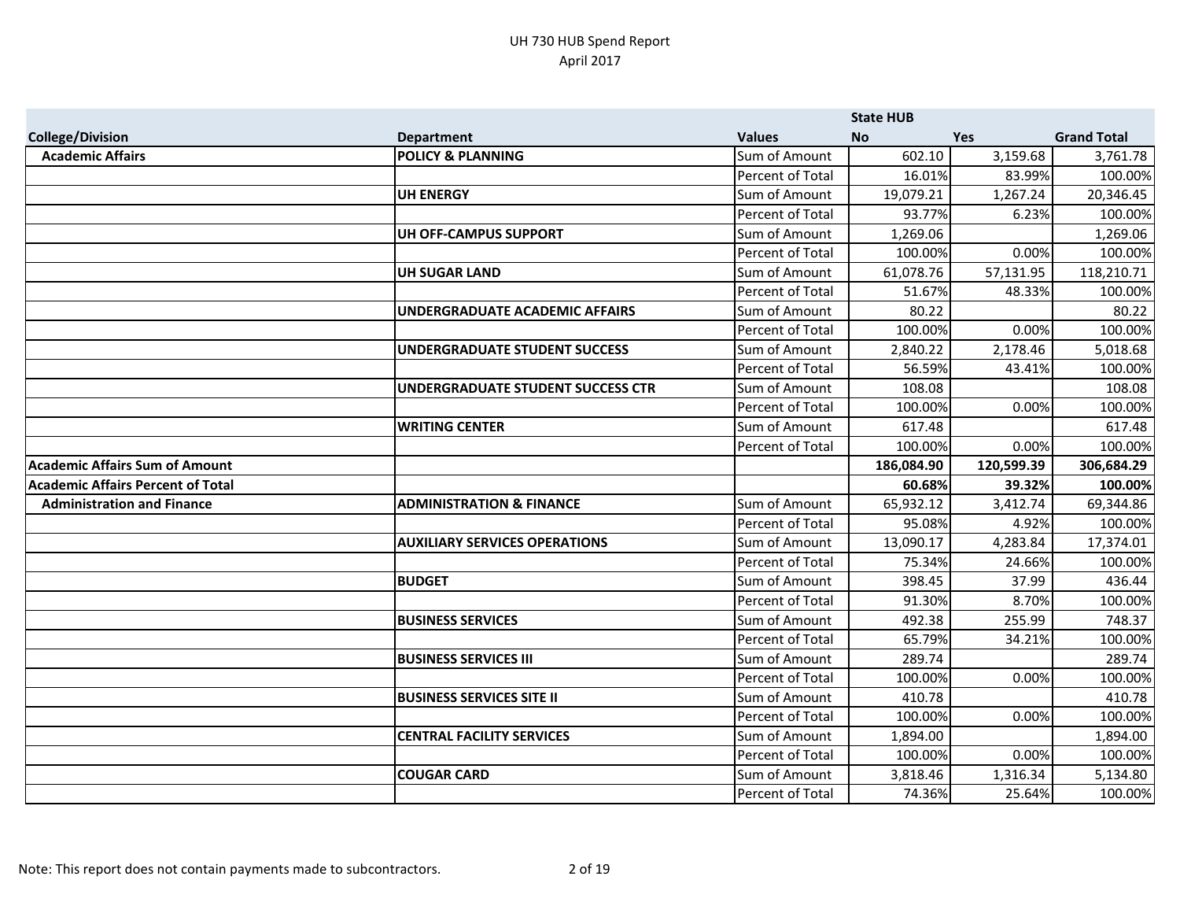# UH 730 HUB Spend Report
April 2017

| College/Division | Department | Values | State HUB No | Yes | Grand Total |
|---|---|---|---|---|---|
| Academic Affairs | **POLICY & PLANNING** | Sum of Amount | 602.10 | 3,159.68 | 3,761.78 |
| | | Percent of Total | 16.01% | 83.99% | 100.00% |
| | **UH ENERGY** | Sum of Amount | 19,079.21 | 1,267.24 | 20,346.45 |
| | | Percent of Total | 93.77% | 6.23% | 100.00% |
| | **UH OFF-CAMPUS SUPPORT** | Sum of Amount | 1,269.06 | | 1,269.06 |
| | | Percent of Total | 100.00% | 0.00% | 100.00% |
| | **UH SUGAR LAND** | Sum of Amount | 61,078.76 | 57,131.95 | 118,210.71 |
| | | Percent of Total | 51.67% | 48.33% | 100.00% |
| | **UNDERGRADUATE ACADEMIC AFFAIRS** | Sum of Amount | 80.22 | | 80.22 |
| | | Percent of Total | 100.00% | 0.00% | 100.00% |
| | **UNDERGRADUATE STUDENT SUCCESS** | Sum of Amount | 2,840.22 | 2,178.46 | 5,018.68 |
| | | Percent of Total | 56.59% | 43.41% | 100.00% |
| | **UNDERGRADUATE STUDENT SUCCESS CTR** | Sum of Amount | 108.08 | | 108.08 |
| | | Percent of Total | 100.00% | 0.00% | 100.00% |
| | **WRITING CENTER** | Sum of Amount | 617.48 | | 617.48 |
| | | Percent of Total | 100.00% | 0.00% | 100.00% |
| **Academic Affairs Sum of Amount** | | | **186,084.90** | **120,599.39** | **306,684.29** |
| **Academic Affairs Percent of Total** | | | **60.68%** | **39.32%** | **100.00%** |
| Administration and Finance | **ADMINISTRATION & FINANCE** | Sum of Amount | 65,932.12 | 3,412.74 | 69,344.86 |
| | | Percent of Total | 95.08% | 4.92% | 100.00% |
| | **AUXILIARY SERVICES OPERATIONS** | Sum of Amount | 13,090.17 | 4,283.84 | 17,374.01 |
| | | Percent of Total | 75.34% | 24.66% | 100.00% |
| | **BUDGET** | Sum of Amount | 398.45 | 37.99 | 436.44 |
| | | Percent of Total | 91.30% | 8.70% | 100.00% |
| | **BUSINESS SERVICES** | Sum of Amount | 492.38 | 255.99 | 748.37 |
| | | Percent of Total | 65.79% | 34.21% | 100.00% |
| | **BUSINESS SERVICES III** | Sum of Amount | 289.74 | | 289.74 |
| | | Percent of Total | 100.00% | 0.00% | 100.00% |
| | **BUSINESS SERVICES SITE II** | Sum of Amount | 410.78 | | 410.78 |
| | | Percent of Total | 100.00% | 0.00% | 100.00% |
| | **CENTRAL FACILITY SERVICES** | Sum of Amount | 1,894.00 | | 1,894.00 |
| | | Percent of Total | 100.00% | 0.00% | 100.00% |
| | **COUGAR CARD** | Sum of Amount | 3,818.46 | 1,316.34 | 5,134.80 |
| | | Percent of Total | 74.36% | 25.64% | 100.00% |

Note: This report does not contain payments made to subcontractors.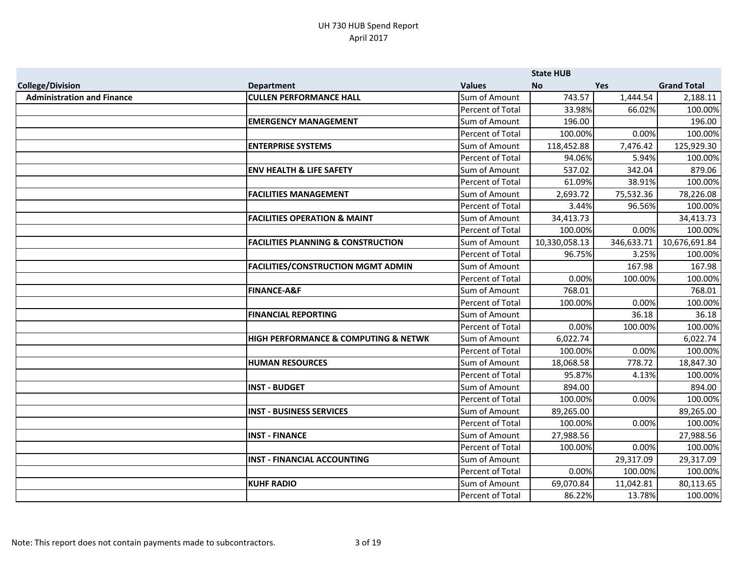UH 730 HUB Spend Report
April 2017

| | | | State HUB | | |
|---|---|---|---|---|---|
| **College/Division** | **Department** | **Values** | **No** | **Yes** | **Grand Total** |
| **Administration and Finance** | **CULLEN PERFORMANCE HALL** | Sum of Amount | 743.57 | 1,444.54 | 2,188.11 |
| | | Percent of Total | 33.98% | 66.02% | 100.00% |
| | **EMERGENCY MANAGEMENT** | Sum of Amount | 196.00 | | 196.00 |
| | | Percent of Total | 100.00% | 0.00% | 100.00% |
| | **ENTERPRISE SYSTEMS** | Sum of Amount | 118,452.88 | 7,476.42 | 125,929.30 |
| | | Percent of Total | 94.06% | 5.94% | 100.00% |
| | **ENV HEALTH & LIFE SAFETY** | Sum of Amount | 537.02 | 342.04 | 879.06 |
| | | Percent of Total | 61.09% | 38.91% | 100.00% |
| | **FACILITIES MANAGEMENT** | Sum of Amount | 2,693.72 | 75,532.36 | 78,226.08 |
| | | Percent of Total | 3.44% | 96.56% | 100.00% |
| | **FACILITIES OPERATION & MAINT** | Sum of Amount | 34,413.73 | | 34,413.73 |
| | | Percent of Total | 100.00% | 0.00% | 100.00% |
| | **FACILITIES PLANNING & CONSTRUCTION** | Sum of Amount | 10,330,058.13 | 346,633.71 | 10,676,691.84 |
| | | Percent of Total | 96.75% | 3.25% | 100.00% |
| | **FACILITIES/CONSTRUCTION MGMT ADMIN** | Sum of Amount | | 167.98 | 167.98 |
| | | Percent of Total | 0.00% | 100.00% | 100.00% |
| | **FINANCE-A&F** | Sum of Amount | 768.01 | | 768.01 |
| | | Percent of Total | 100.00% | 0.00% | 100.00% |
| | **FINANCIAL REPORTING** | Sum of Amount | | 36.18 | 36.18 |
| | | Percent of Total | 0.00% | 100.00% | 100.00% |
| | **HIGH PERFORMANCE & COMPUTING & NETWK** | Sum of Amount | 6,022.74 | | 6,022.74 |
| | | Percent of Total | 100.00% | 0.00% | 100.00% |
| | **HUMAN RESOURCES** | Sum of Amount | 18,068.58 | 778.72 | 18,847.30 |
| | | Percent of Total | 95.87% | 4.13% | 100.00% |
| | **INST - BUDGET** | Sum of Amount | 894.00 | | 894.00 |
| | | Percent of Total | 100.00% | 0.00% | 100.00% |
| | **INST - BUSINESS SERVICES** | Sum of Amount | 89,265.00 | | 89,265.00 |
| | | Percent of Total | 100.00% | 0.00% | 100.00% |
| | **INST - FINANCE** | Sum of Amount | 27,988.56 | | 27,988.56 |
| | | Percent of Total | 100.00% | 0.00% | 100.00% |
| | **INST - FINANCIAL ACCOUNTING** | Sum of Amount | | 29,317.09 | 29,317.09 |
| | | Percent of Total | 0.00% | 100.00% | 100.00% |
| | **KUHF RADIO** | Sum of Amount | 69,070.84 | 11,042.81 | 80,113.65 |
| | | Percent of Total | 86.22% | 13.78% | 100.00% |

Note: This report does not contain payments made to subcontractors.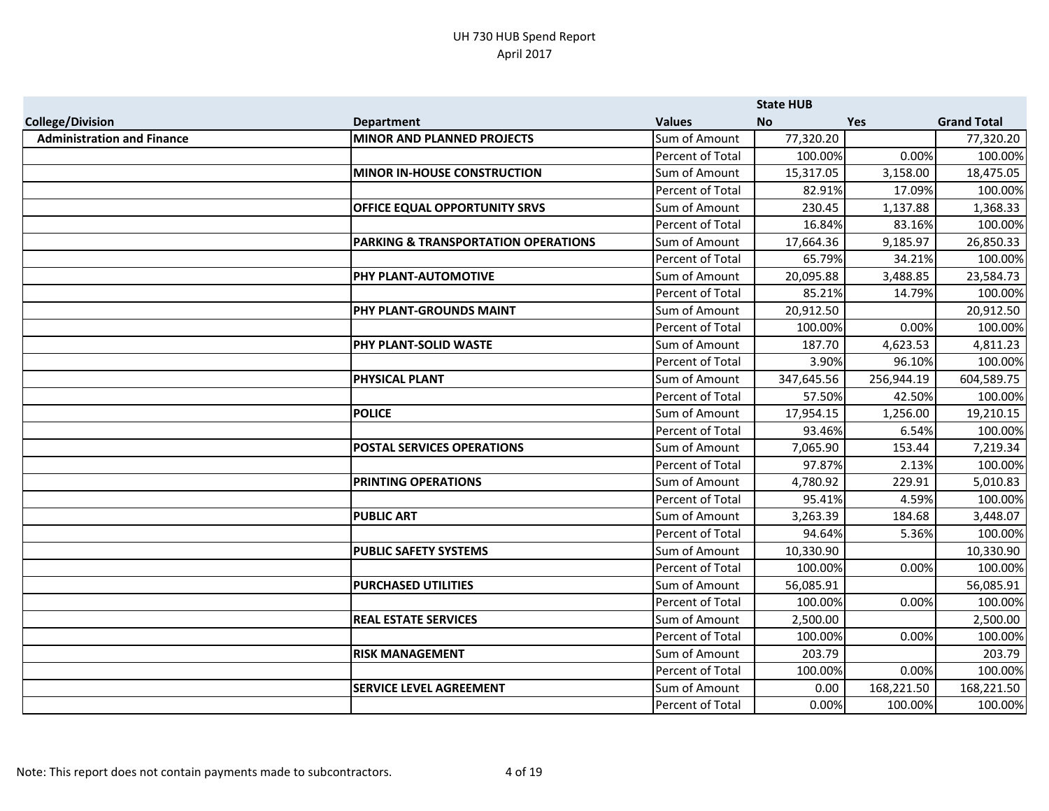UH 730 HUB Spend Report
April 2017

| College/Division | Department | Values | State HUB No | Yes | Grand Total |
|---|---|---|---|---|---|
| **Administration and Finance** | **MINOR AND PLANNED PROJECTS** | Sum of Amount | 77,320.20 | | 77,320.20 |
| | | Percent of Total | 100.00% | 0.00% | 100.00% |
| | **MINOR IN-HOUSE CONSTRUCTION** | Sum of Amount | 15,317.05 | 3,158.00 | 18,475.05 |
| | | Percent of Total | 82.91% | 17.09% | 100.00% |
| | **OFFICE EQUAL OPPORTUNITY SRVS** | Sum of Amount | 230.45 | 1,137.88 | 1,368.33 |
| | | Percent of Total | 16.84% | 83.16% | 100.00% |
| | **PARKING & TRANSPORTATION OPERATIONS** | Sum of Amount | 17,664.36 | 9,185.97 | 26,850.33 |
| | | Percent of Total | 65.79% | 34.21% | 100.00% |
| | **PHY PLANT-AUTOMOTIVE** | Sum of Amount | 20,095.88 | 3,488.85 | 23,584.73 |
| | | Percent of Total | 85.21% | 14.79% | 100.00% |
| | **PHY PLANT-GROUNDS MAINT** | Sum of Amount | 20,912.50 | | 20,912.50 |
| | | Percent of Total | 100.00% | 0.00% | 100.00% |
| | **PHY PLANT-SOLID WASTE** | Sum of Amount | 187.70 | 4,623.53 | 4,811.23 |
| | | Percent of Total | 3.90% | 96.10% | 100.00% |
| | **PHYSICAL PLANT** | Sum of Amount | 347,645.56 | 256,944.19 | 604,589.75 |
| | | Percent of Total | 57.50% | 42.50% | 100.00% |
| | **POLICE** | Sum of Amount | 17,954.15 | 1,256.00 | 19,210.15 |
| | | Percent of Total | 93.46% | 6.54% | 100.00% |
| | **POSTAL SERVICES OPERATIONS** | Sum of Amount | 7,065.90 | 153.44 | 7,219.34 |
| | | Percent of Total | 97.87% | 2.13% | 100.00% |
| | **PRINTING OPERATIONS** | Sum of Amount | 4,780.92 | 229.91 | 5,010.83 |
| | | Percent of Total | 95.41% | 4.59% | 100.00% |
| | **PUBLIC ART** | Sum of Amount | 3,263.39 | 184.68 | 3,448.07 |
| | | Percent of Total | 94.64% | 5.36% | 100.00% |
| | **PUBLIC SAFETY SYSTEMS** | Sum of Amount | 10,330.90 | | 10,330.90 |
| | | Percent of Total | 100.00% | 0.00% | 100.00% |
| | **PURCHASED UTILITIES** | Sum of Amount | 56,085.91 | | 56,085.91 |
| | | Percent of Total | 100.00% | 0.00% | 100.00% |
| | **REAL ESTATE SERVICES** | Sum of Amount | 2,500.00 | | 2,500.00 |
| | | Percent of Total | 100.00% | 0.00% | 100.00% |
| | **RISK MANAGEMENT** | Sum of Amount | 203.79 | | 203.79 |
| | | Percent of Total | 100.00% | 0.00% | 100.00% |
| | **SERVICE LEVEL AGREEMENT** | Sum of Amount | 0.00 | 168,221.50 | 168,221.50 |
| | | Percent of Total | 0.00% | 100.00% | 100.00% |

Note: This report does not contain payments made to subcontractors.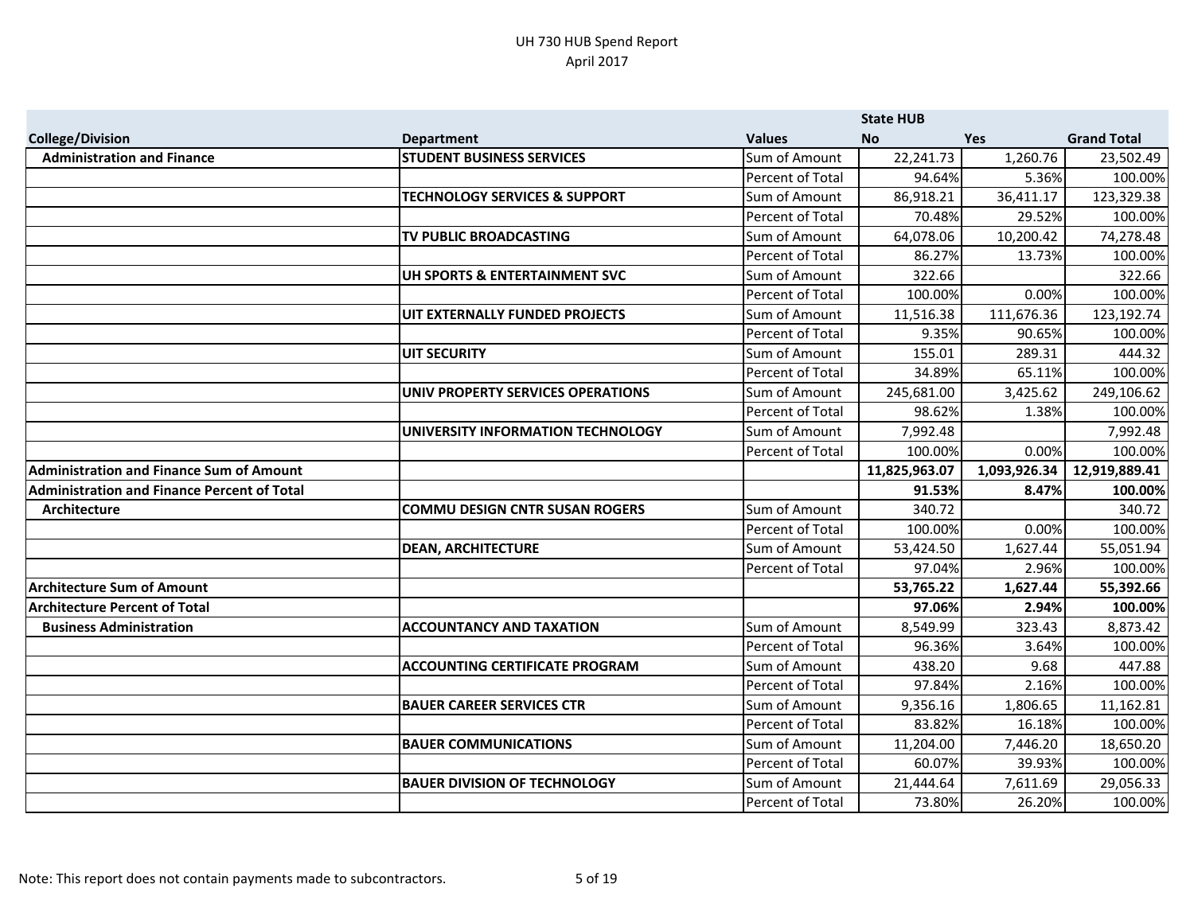# UH 730 HUB Spend Report
April 2017

| | | | State HUB | | |
|---|---|---|---|---|---|
| College/Division | Department | Values | No | Yes | Grand Total |
| Administration and Finance | STUDENT BUSINESS SERVICES | Sum of Amount | 22,241.73 | 1,260.76 | 23,502.49 |
| | | Percent of Total | 94.64% | 5.36% | 100.00% |
| | TECHNOLOGY SERVICES & SUPPORT | Sum of Amount | 86,918.21 | 36,411.17 | 123,329.38 |
| | | Percent of Total | 70.48% | 29.52% | 100.00% |
| | TV PUBLIC BROADCASTING | Sum of Amount | 64,078.06 | 10,200.42 | 74,278.48 |
| | | Percent of Total | 86.27% | 13.73% | 100.00% |
| | UH SPORTS & ENTERTAINMENT SVC | Sum of Amount | 322.66 | | 322.66 |
| | | Percent of Total | 100.00% | 0.00% | 100.00% |
| | UIT EXTERNALLY FUNDED PROJECTS | Sum of Amount | 11,516.38 | 111,676.36 | 123,192.74 |
| | | Percent of Total | 9.35% | 90.65% | 100.00% |
| | UIT SECURITY | Sum of Amount | 155.01 | 289.31 | 444.32 |
| | | Percent of Total | 34.89% | 65.11% | 100.00% |
| | UNIV PROPERTY SERVICES OPERATIONS | Sum of Amount | 245,681.00 | 3,425.62 | 249,106.62 |
| | | Percent of Total | 98.62% | 1.38% | 100.00% |
| | UNIVERSITY INFORMATION TECHNOLOGY | Sum of Amount | 7,992.48 | | 7,992.48 |
| | | Percent of Total | 100.00% | 0.00% | 100.00% |
| **Administration and Finance Sum of Amount** | | | **11,825,963.07** | **1,093,926.34** | **12,919,889.41** |
| **Administration and Finance Percent of Total** | | | **91.53%** | **8.47%** | **100.00%** |
| Architecture | COMMU DESIGN CNTR SUSAN ROGERS | Sum of Amount | 340.72 | | 340.72 |
| | | Percent of Total | 100.00% | 0.00% | 100.00% |
| | DEAN, ARCHITECTURE | Sum of Amount | 53,424.50 | 1,627.44 | 55,051.94 |
| | | Percent of Total | 97.04% | 2.96% | 100.00% |
| **Architecture Sum of Amount** | | | **53,765.22** | **1,627.44** | **55,392.66** |
| **Architecture Percent of Total** | | | **97.06%** | **2.94%** | **100.00%** |
| Business Administration | ACCOUNTANCY AND TAXATION | Sum of Amount | 8,549.99 | 323.43 | 8,873.42 |
| | | Percent of Total | 96.36% | 3.64% | 100.00% |
| | ACCOUNTING CERTIFICATE PROGRAM | Sum of Amount | 438.20 | 9.68 | 447.88 |
| | | Percent of Total | 97.84% | 2.16% | 100.00% |
| | BAUER CAREER SERVICES CTR | Sum of Amount | 9,356.16 | 1,806.65 | 11,162.81 |
| | | Percent of Total | 83.82% | 16.18% | 100.00% |
| | BAUER COMMUNICATIONS | Sum of Amount | 11,204.00 | 7,446.20 | 18,650.20 |
| | | Percent of Total | 60.07% | 39.93% | 100.00% |
| | BAUER DIVISION OF TECHNOLOGY | Sum of Amount | 21,444.64 | 7,611.69 | 29,056.33 |
| | | Percent of Total | 73.80% | 26.20% | 100.00% |

Note: This report does not contain payments made to subcontractors.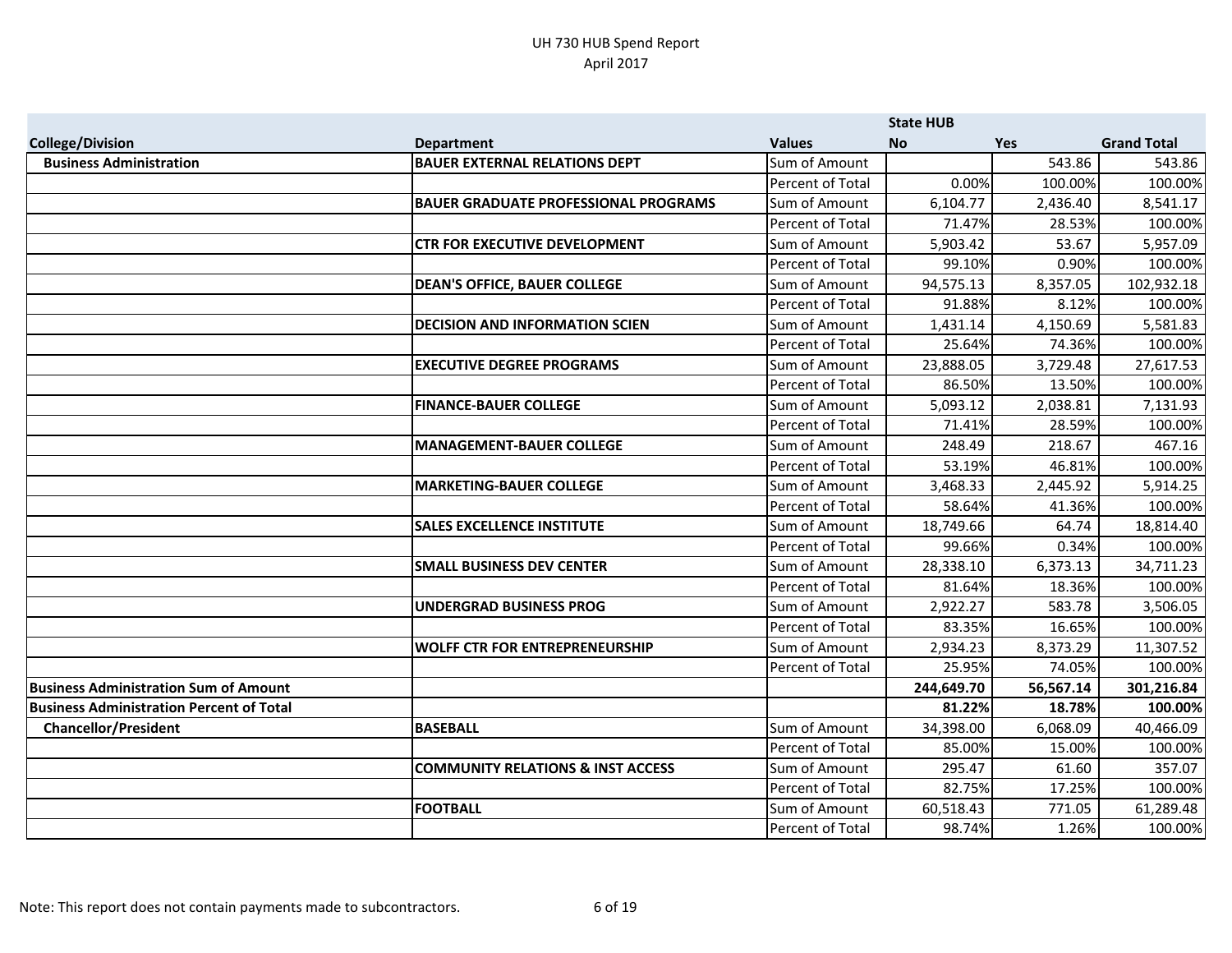UH 730 HUB Spend Report
April 2017

| | | | State HUB | | |
|---|---|---|---|---|---|
| **College/Division** | **Department** | **Values** | **No** | **Yes** | **Grand Total** |
| **Business Administration** | **BAUER EXTERNAL RELATIONS DEPT** | Sum of Amount | | 543.86 | 543.86 |
| | | Percent of Total | 0.00% | 100.00% | 100.00% |
| | **BAUER GRADUATE PROFESSIONAL PROGRAMS** | Sum of Amount | 6,104.77 | 2,436.40 | 8,541.17 |
| | | Percent of Total | 71.47% | 28.53% | 100.00% |
| | **CTR FOR EXECUTIVE DEVELOPMENT** | Sum of Amount | 5,903.42 | 53.67 | 5,957.09 |
| | | Percent of Total | 99.10% | 0.90% | 100.00% |
| | **DEAN'S OFFICE, BAUER COLLEGE** | Sum of Amount | 94,575.13 | 8,357.05 | 102,932.18 |
| | | Percent of Total | 91.88% | 8.12% | 100.00% |
| | **DECISION AND INFORMATION SCIEN** | Sum of Amount | 1,431.14 | 4,150.69 | 5,581.83 |
| | | Percent of Total | 25.64% | 74.36% | 100.00% |
| | **EXECUTIVE DEGREE PROGRAMS** | Sum of Amount | 23,888.05 | 3,729.48 | 27,617.53 |
| | | Percent of Total | 86.50% | 13.50% | 100.00% |
| | **FINANCE-BAUER COLLEGE** | Sum of Amount | 5,093.12 | 2,038.81 | 7,131.93 |
| | | Percent of Total | 71.41% | 28.59% | 100.00% |
| | **MANAGEMENT-BAUER COLLEGE** | Sum of Amount | 248.49 | 218.67 | 467.16 |
| | | Percent of Total | 53.19% | 46.81% | 100.00% |
| | **MARKETING-BAUER COLLEGE** | Sum of Amount | 3,468.33 | 2,445.92 | 5,914.25 |
| | | Percent of Total | 58.64% | 41.36% | 100.00% |
| | **SALES EXCELLENCE INSTITUTE** | Sum of Amount | 18,749.66 | 64.74 | 18,814.40 |
| | | Percent of Total | 99.66% | 0.34% | 100.00% |
| | **SMALL BUSINESS DEV CENTER** | Sum of Amount | 28,338.10 | 6,373.13 | 34,711.23 |
| | | Percent of Total | 81.64% | 18.36% | 100.00% |
| | **UNDERGRAD BUSINESS PROG** | Sum of Amount | 2,922.27 | 583.78 | 3,506.05 |
| | | Percent of Total | 83.35% | 16.65% | 100.00% |
| | **WOLFF CTR FOR ENTREPRENEURSHIP** | Sum of Amount | 2,934.23 | 8,373.29 | 11,307.52 |
| | | Percent of Total | 25.95% | 74.05% | 100.00% |
| **Business Administration Sum of Amount** | | | **244,649.70** | **56,567.14** | **301,216.84** |
| **Business Administration Percent of Total** | | | **81.22%** | **18.78%** | **100.00%** |
| **Chancellor/President** | **BASEBALL** | Sum of Amount | 34,398.00 | 6,068.09 | 40,466.09 |
| | | Percent of Total | 85.00% | 15.00% | 100.00% |
| | **COMMUNITY RELATIONS & INST ACCESS** | Sum of Amount | 295.47 | 61.60 | 357.07 |
| | | Percent of Total | 82.75% | 17.25% | 100.00% |
| | **FOOTBALL** | Sum of Amount | 60,518.43 | 771.05 | 61,289.48 |
| | | Percent of Total | 98.74% | 1.26% | 100.00% |

Note: This report does not contain payments made to subcontractors.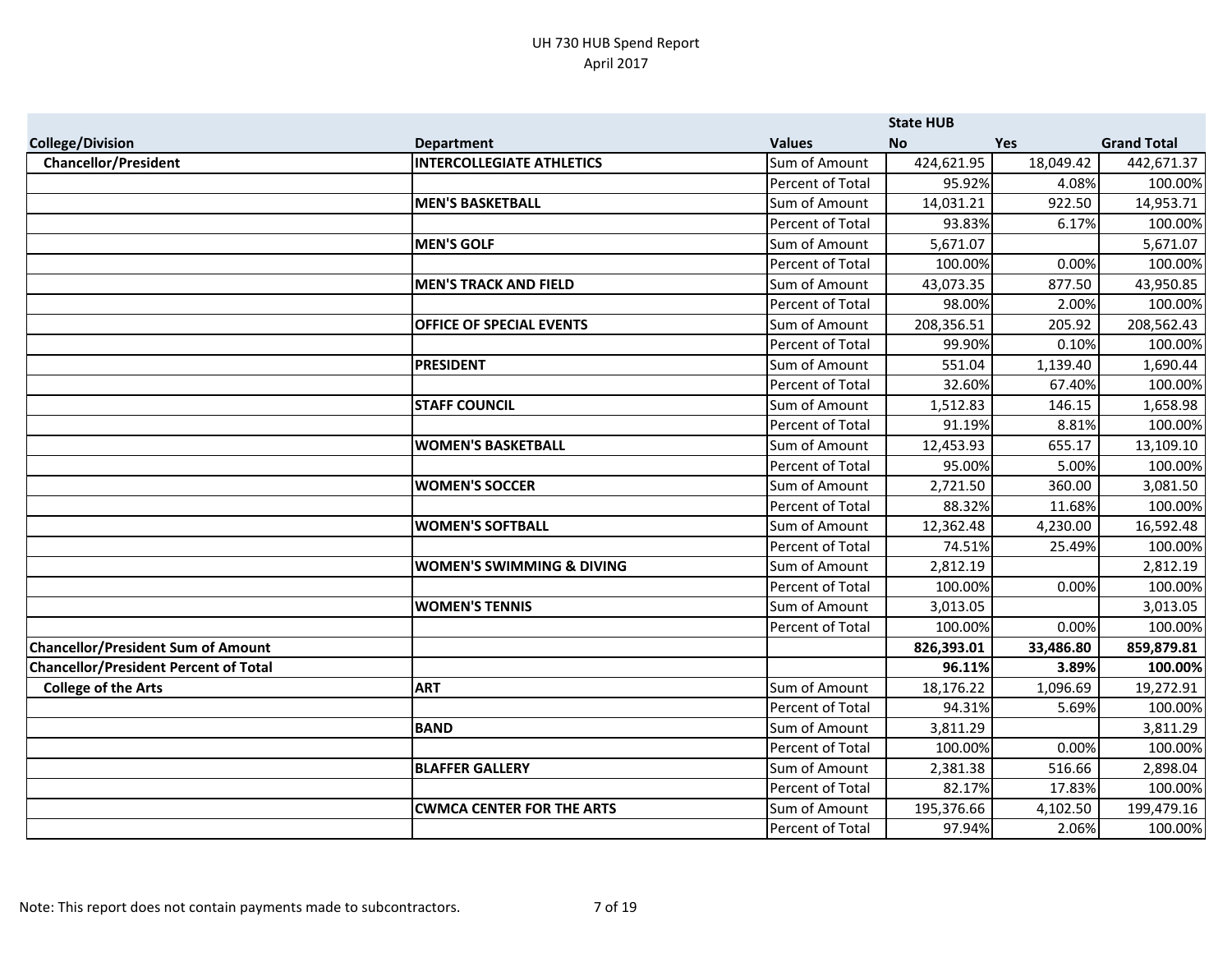UH 730 HUB Spend Report
April 2017

| | | | State HUB | | |
|---|---|---|---|---|---|
| **College/Division** | **Department** | **Values** | **No** | **Yes** | **Grand Total** |
| **Chancellor/President** | **INTERCOLLEGIATE ATHLETICS** | Sum of Amount | 424,621.95 | 18,049.42 | 442,671.37 |
| | | Percent of Total | 95.92% | 4.08% | 100.00% |
| | **MEN'S BASKETBALL** | Sum of Amount | 14,031.21 | 922.50 | 14,953.71 |
| | | Percent of Total | 93.83% | 6.17% | 100.00% |
| | **MEN'S GOLF** | Sum of Amount | 5,671.07 | | 5,671.07 |
| | | Percent of Total | 100.00% | 0.00% | 100.00% |
| | **MEN'S TRACK AND FIELD** | Sum of Amount | 43,073.35 | 877.50 | 43,950.85 |
| | | Percent of Total | 98.00% | 2.00% | 100.00% |
| | **OFFICE OF SPECIAL EVENTS** | Sum of Amount | 208,356.51 | 205.92 | 208,562.43 |
| | | Percent of Total | 99.90% | 0.10% | 100.00% |
| | **PRESIDENT** | Sum of Amount | 551.04 | 1,139.40 | 1,690.44 |
| | | Percent of Total | 32.60% | 67.40% | 100.00% |
| | **STAFF COUNCIL** | Sum of Amount | 1,512.83 | 146.15 | 1,658.98 |
| | | Percent of Total | 91.19% | 8.81% | 100.00% |
| | **WOMEN'S BASKETBALL** | Sum of Amount | 12,453.93 | 655.17 | 13,109.10 |
| | | Percent of Total | 95.00% | 5.00% | 100.00% |
| | **WOMEN'S SOCCER** | Sum of Amount | 2,721.50 | 360.00 | 3,081.50 |
| | | Percent of Total | 88.32% | 11.68% | 100.00% |
| | **WOMEN'S SOFTBALL** | Sum of Amount | 12,362.48 | 4,230.00 | 16,592.48 |
| | | Percent of Total | 74.51% | 25.49% | 100.00% |
| | **WOMEN'S SWIMMING & DIVING** | Sum of Amount | 2,812.19 | | 2,812.19 |
| | | Percent of Total | 100.00% | 0.00% | 100.00% |
| | **WOMEN'S TENNIS** | Sum of Amount | 3,013.05 | | 3,013.05 |
| | | Percent of Total | 100.00% | 0.00% | 100.00% |
| **Chancellor/President Sum of Amount** | | | **826,393.01** | **33,486.80** | **859,879.81** |
| **Chancellor/President Percent of Total** | | | **96.11%** | **3.89%** | **100.00%** |
| **College of the Arts** | **ART** | Sum of Amount | 18,176.22 | 1,096.69 | 19,272.91 |
| | | Percent of Total | 94.31% | 5.69% | 100.00% |
| | **BAND** | Sum of Amount | 3,811.29 | | 3,811.29 |
| | | Percent of Total | 100.00% | 0.00% | 100.00% |
| | **BLAFFER GALLERY** | Sum of Amount | 2,381.38 | 516.66 | 2,898.04 |
| | | Percent of Total | 82.17% | 17.83% | 100.00% |
| | **CWMCA CENTER FOR THE ARTS** | Sum of Amount | 195,376.66 | 4,102.50 | 199,479.16 |
| | | Percent of Total | 97.94% | 2.06% | 100.00% |

Note: This report does not contain payments made to subcontractors.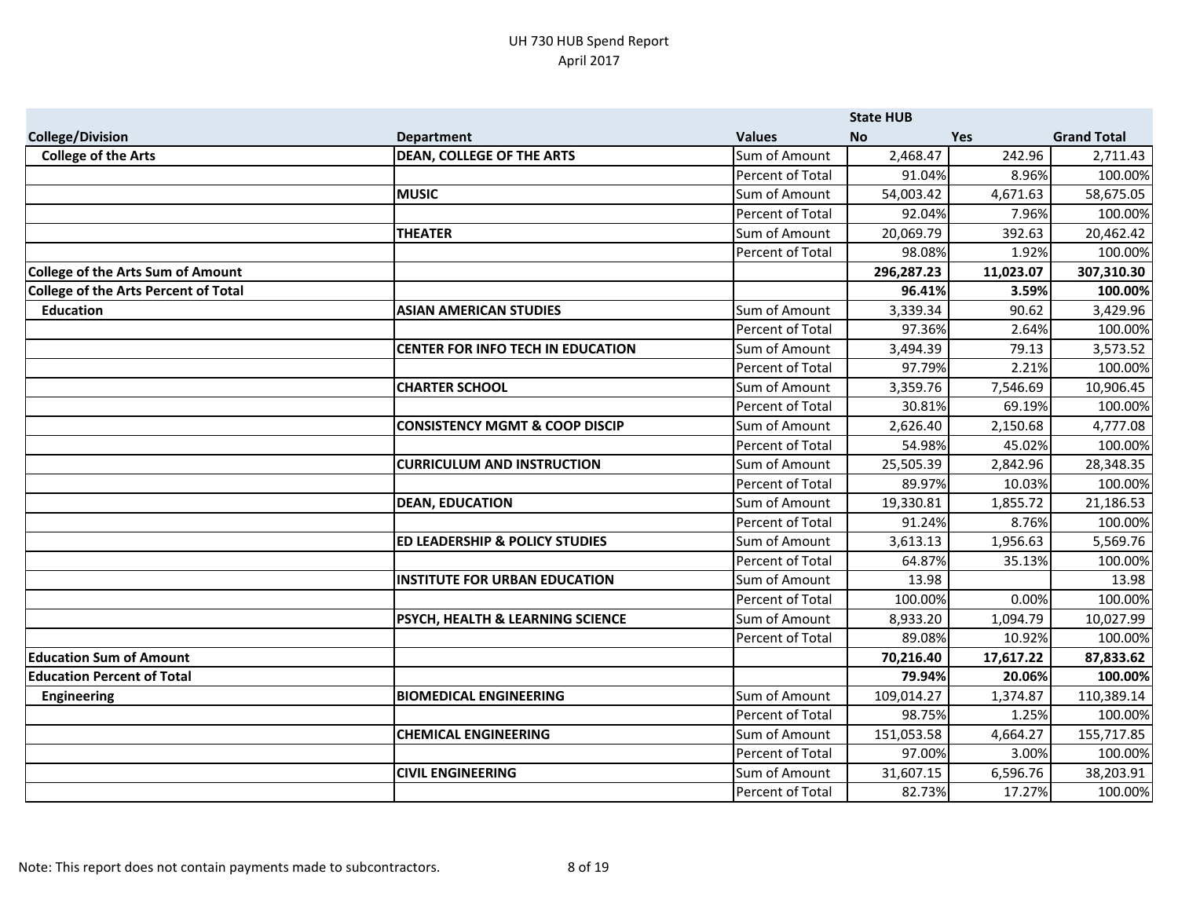UH 730 HUB Spend Report
April 2017

| | | | State HUB | | |
|---|---|---|---|---|---|
| College/Division | Department | Values | No | Yes | Grand Total |
| College of the Arts | DEAN, COLLEGE OF THE ARTS | Sum of Amount | 2,468.47 | 242.96 | 2,711.43 |
| | | Percent of Total | 91.04% | 8.96% | 100.00% |
| | MUSIC | Sum of Amount | 54,003.42 | 4,671.63 | 58,675.05 |
| | | Percent of Total | 92.04% | 7.96% | 100.00% |
| | THEATER | Sum of Amount | 20,069.79 | 392.63 | 20,462.42 |
| | | Percent of Total | 98.08% | 1.92% | 100.00% |
| **College of the Arts Sum of Amount** | | | **296,287.23** | **11,023.07** | **307,310.30** |
| **College of the Arts Percent of Total** | | | **96.41%** | **3.59%** | **100.00%** |
| Education | ASIAN AMERICAN STUDIES | Sum of Amount | 3,339.34 | 90.62 | 3,429.96 |
| | | Percent of Total | 97.36% | 2.64% | 100.00% |
| | CENTER FOR INFO TECH IN EDUCATION | Sum of Amount | 3,494.39 | 79.13 | 3,573.52 |
| | | Percent of Total | 97.79% | 2.21% | 100.00% |
| | CHARTER SCHOOL | Sum of Amount | 3,359.76 | 7,546.69 | 10,906.45 |
| | | Percent of Total | 30.81% | 69.19% | 100.00% |
| | CONSISTENCY MGMT & COOP DISCIP | Sum of Amount | 2,626.40 | 2,150.68 | 4,777.08 |
| | | Percent of Total | 54.98% | 45.02% | 100.00% |
| | CURRICULUM AND INSTRUCTION | Sum of Amount | 25,505.39 | 2,842.96 | 28,348.35 |
| | | Percent of Total | 89.97% | 10.03% | 100.00% |
| | DEAN, EDUCATION | Sum of Amount | 19,330.81 | 1,855.72 | 21,186.53 |
| | | Percent of Total | 91.24% | 8.76% | 100.00% |
| | ED LEADERSHIP & POLICY STUDIES | Sum of Amount | 3,613.13 | 1,956.63 | 5,569.76 |
| | | Percent of Total | 64.87% | 35.13% | 100.00% |
| | INSTITUTE FOR URBAN EDUCATION | Sum of Amount | 13.98 | | 13.98 |
| | | Percent of Total | 100.00% | 0.00% | 100.00% |
| | PSYCH, HEALTH & LEARNING SCIENCE | Sum of Amount | 8,933.20 | 1,094.79 | 10,027.99 |
| | | Percent of Total | 89.08% | 10.92% | 100.00% |
| **Education Sum of Amount** | | | **70,216.40** | **17,617.22** | **87,833.62** |
| **Education Percent of Total** | | | **79.94%** | **20.06%** | **100.00%** |
| Engineering | BIOMEDICAL ENGINEERING | Sum of Amount | 109,014.27 | 1,374.87 | 110,389.14 |
| | | Percent of Total | 98.75% | 1.25% | 100.00% |
| | CHEMICAL ENGINEERING | Sum of Amount | 151,053.58 | 4,664.27 | 155,717.85 |
| | | Percent of Total | 97.00% | 3.00% | 100.00% |
| | CIVIL ENGINEERING | Sum of Amount | 31,607.15 | 6,596.76 | 38,203.91 |
| | | Percent of Total | 82.73% | 17.27% | 100.00% |

Note: This report does not contain payments made to subcontractors.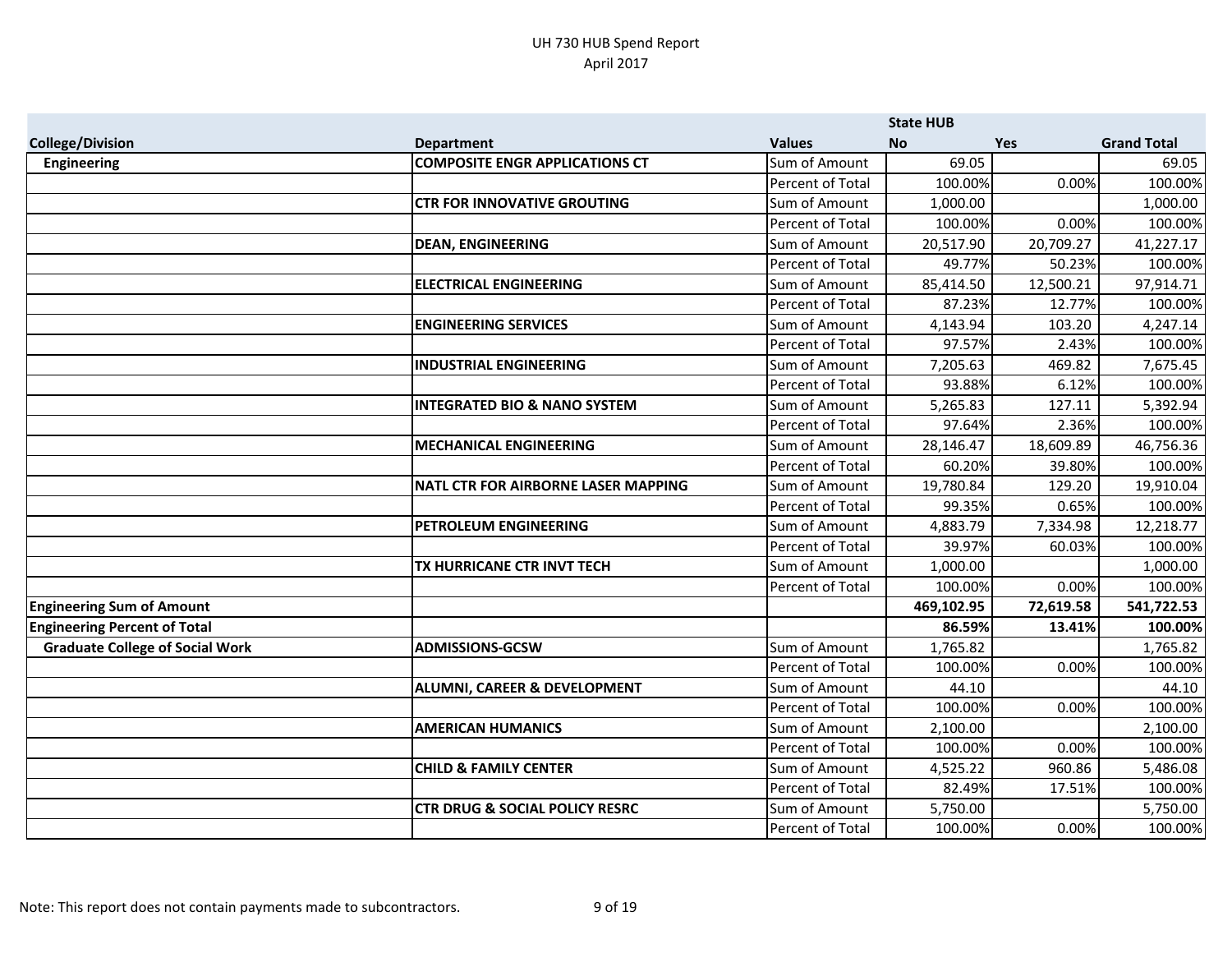UH 730 HUB Spend Report
April 2017

| College/Division | Department | Values | State HUB No | Yes | Grand Total |
|---|---|---|---|---|---|
| Engineering | COMPOSITE ENGR APPLICATIONS CT | Sum of Amount | 69.05 | | 69.05 |
| | | Percent of Total | 100.00% | 0.00% | 100.00% |
| | CTR FOR INNOVATIVE GROUTING | Sum of Amount | 1,000.00 | | 1,000.00 |
| | | Percent of Total | 100.00% | 0.00% | 100.00% |
| | DEAN, ENGINEERING | Sum of Amount | 20,517.90 | 20,709.27 | 41,227.17 |
| | | Percent of Total | 49.77% | 50.23% | 100.00% |
| | ELECTRICAL ENGINEERING | Sum of Amount | 85,414.50 | 12,500.21 | 97,914.71 |
| | | Percent of Total | 87.23% | 12.77% | 100.00% |
| | ENGINEERING SERVICES | Sum of Amount | 4,143.94 | 103.20 | 4,247.14 |
| | | Percent of Total | 97.57% | 2.43% | 100.00% |
| | INDUSTRIAL ENGINEERING | Sum of Amount | 7,205.63 | 469.82 | 7,675.45 |
| | | Percent of Total | 93.88% | 6.12% | 100.00% |
| | INTEGRATED BIO & NANO SYSTEM | Sum of Amount | 5,265.83 | 127.11 | 5,392.94 |
| | | Percent of Total | 97.64% | 2.36% | 100.00% |
| | MECHANICAL ENGINEERING | Sum of Amount | 28,146.47 | 18,609.89 | 46,756.36 |
| | | Percent of Total | 60.20% | 39.80% | 100.00% |
| | NATL CTR FOR AIRBORNE LASER MAPPING | Sum of Amount | 19,780.84 | 129.20 | 19,910.04 |
| | | Percent of Total | 99.35% | 0.65% | 100.00% |
| | PETROLEUM ENGINEERING | Sum of Amount | 4,883.79 | 7,334.98 | 12,218.77 |
| | | Percent of Total | 39.97% | 60.03% | 100.00% |
| | TX HURRICANE CTR INVT TECH | Sum of Amount | 1,000.00 | | 1,000.00 |
| | | Percent of Total | 100.00% | 0.00% | 100.00% |
| **Engineering Sum of Amount** | | | **469,102.95** | **72,619.58** | **541,722.53** |
| **Engineering Percent of Total** | | | **86.59%** | **13.41%** | **100.00%** |
| Graduate College of Social Work | ADMISSIONS-GCSW | Sum of Amount | 1,765.82 | | 1,765.82 |
| | | Percent of Total | 100.00% | 0.00% | 100.00% |
| | ALUMNI, CAREER & DEVELOPMENT | Sum of Amount | 44.10 | | 44.10 |
| | | Percent of Total | 100.00% | 0.00% | 100.00% |
| | AMERICAN HUMANICS | Sum of Amount | 2,100.00 | | 2,100.00 |
| | | Percent of Total | 100.00% | 0.00% | 100.00% |
| | CHILD & FAMILY CENTER | Sum of Amount | 4,525.22 | 960.86 | 5,486.08 |
| | | Percent of Total | 82.49% | 17.51% | 100.00% |
| | CTR DRUG & SOCIAL POLICY RESRC | Sum of Amount | 5,750.00 | | 5,750.00 |
| | | Percent of Total | 100.00% | 0.00% | 100.00% |

Note: This report does not contain payments made to subcontractors.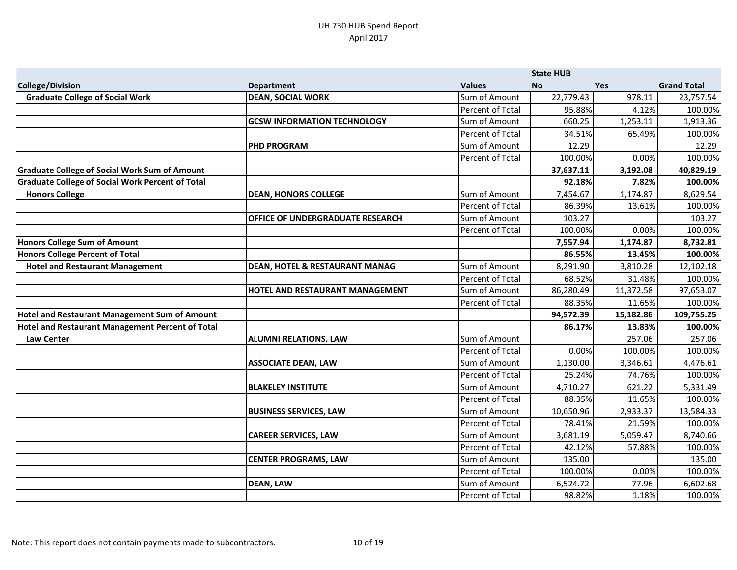| | | | State HUB | | |
|---|---|---|---|---|---|
| College/Division | Department | Values | No | Yes | Grand Total |
| **Graduate College of Social Work** | **DEAN, SOCIAL WORK** | Sum of Amount | 22,779.43 | 978.11 | 23,757.54 |
| | | Percent of Total | 95.88% | 4.12% | 100.00% |
| | **GCSW INFORMATION TECHNOLOGY** | Sum of Amount | 660.25 | 1,253.11 | 1,913.36 |
| | | Percent of Total | 34.51% | 65.49% | 100.00% |
| | **PHD PROGRAM** | Sum of Amount | 12.29 | | 12.29 |
| | | Percent of Total | 100.00% | 0.00% | 100.00% |
| **Graduate College of Social Work Sum of Amount** | | | **37,637.11** | **3,192.08** | **40,829.19** |
| **Graduate College of Social Work Percent of Total** | | | **92.18%** | **7.82%** | **100.00%** |
| **Honors College** | **DEAN, HONORS COLLEGE** | Sum of Amount | 7,454.67 | 1,174.87 | 8,629.54 |
| | | Percent of Total | 86.39% | 13.61% | 100.00% |
| | **OFFICE OF UNDERGRADUATE RESEARCH** | Sum of Amount | 103.27 | | 103.27 |
| | | Percent of Total | 100.00% | 0.00% | 100.00% |
| **Honors College Sum of Amount** | | | **7,557.94** | **1,174.87** | **8,732.81** |
| **Honors College Percent of Total** | | | **86.55%** | **13.45%** | **100.00%** |
| **Hotel and Restaurant Management** | **DEAN, HOTEL & RESTAURANT MANAG** | Sum of Amount | 8,291.90 | 3,810.28 | 12,102.18 |
| | | Percent of Total | 68.52% | 31.48% | 100.00% |
| | **HOTEL AND RESTAURANT MANAGEMENT** | Sum of Amount | 86,280.49 | 11,372.58 | 97,653.07 |
| | | Percent of Total | 88.35% | 11.65% | 100.00% |
| **Hotel and Restaurant Management Sum of Amount** | | | **94,572.39** | **15,182.86** | **109,755.25** |
| **Hotel and Restaurant Management Percent of Total** | | | **86.17%** | **13.83%** | **100.00%** |
| **Law Center** | **ALUMNI RELATIONS, LAW** | Sum of Amount | | 257.06 | 257.06 |
| | | Percent of Total | 0.00% | 100.00% | 100.00% |
| | **ASSOCIATE DEAN, LAW** | Sum of Amount | 1,130.00 | 3,346.61 | 4,476.61 |
| | | Percent of Total | 25.24% | 74.76% | 100.00% |
| | **BLAKELEY INSTITUTE** | Sum of Amount | 4,710.27 | 621.22 | 5,331.49 |
| | | Percent of Total | 88.35% | 11.65% | 100.00% |
| | **BUSINESS SERVICES, LAW** | Sum of Amount | 10,650.96 | 2,933.37 | 13,584.33 |
| | | Percent of Total | 78.41% | 21.59% | 100.00% |
| | **CAREER SERVICES, LAW** | Sum of Amount | 3,681.19 | 5,059.47 | 8,740.66 |
| | | Percent of Total | 42.12% | 57.88% | 100.00% |
| | **CENTER PROGRAMS, LAW** | Sum of Amount | 135.00 | | 135.00 |
| | | Percent of Total | 100.00% | 0.00% | 100.00% |
| | **DEAN, LAW** | Sum of Amount | 6,524.72 | 77.96 | 6,602.68 |
| | | Percent of Total | 98.82% | 1.18% | 100.00% |

Note: This report does not contain payments made to subcontractors.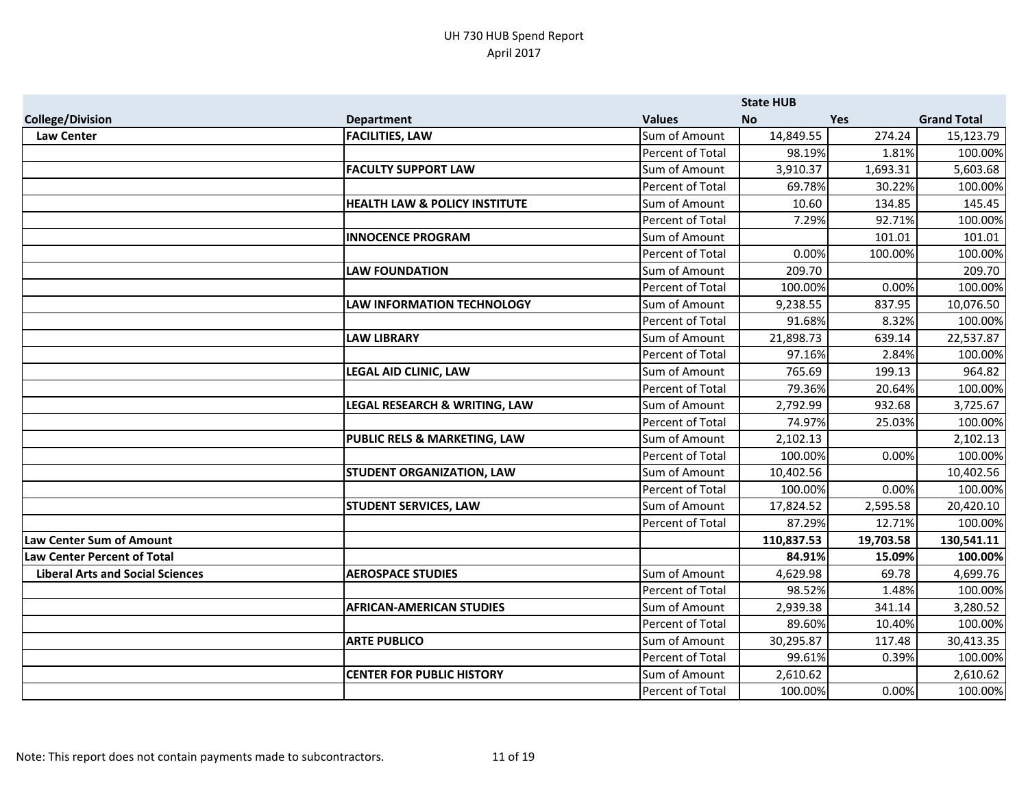UH 730 HUB Spend Report
April 2017

| | | | State HUB | | |
|---|---|---|---|---|---|
| College/Division | Department | Values | No | Yes | Grand Total |
| Law Center | FACILITIES, LAW | Sum of Amount | 14,849.55 | 274.24 | 15,123.79 |
| | | Percent of Total | 98.19% | 1.81% | 100.00% |
| | FACULTY SUPPORT LAW | Sum of Amount | 3,910.37 | 1,693.31 | 5,603.68 |
| | | Percent of Total | 69.78% | 30.22% | 100.00% |
| | HEALTH LAW & POLICY INSTITUTE | Sum of Amount | 10.60 | 134.85 | 145.45 |
| | | Percent of Total | 7.29% | 92.71% | 100.00% |
| | INNOCENCE PROGRAM | Sum of Amount | | 101.01 | 101.01 |
| | | Percent of Total | 0.00% | 100.00% | 100.00% |
| | LAW FOUNDATION | Sum of Amount | 209.70 | | 209.70 |
| | | Percent of Total | 100.00% | 0.00% | 100.00% |
| | LAW INFORMATION TECHNOLOGY | Sum of Amount | 9,238.55 | 837.95 | 10,076.50 |
| | | Percent of Total | 91.68% | 8.32% | 100.00% |
| | LAW LIBRARY | Sum of Amount | 21,898.73 | 639.14 | 22,537.87 |
| | | Percent of Total | 97.16% | 2.84% | 100.00% |
| | LEGAL AID CLINIC, LAW | Sum of Amount | 765.69 | 199.13 | 964.82 |
| | | Percent of Total | 79.36% | 20.64% | 100.00% |
| | LEGAL RESEARCH & WRITING, LAW | Sum of Amount | 2,792.99 | 932.68 | 3,725.67 |
| | | Percent of Total | 74.97% | 25.03% | 100.00% |
| | PUBLIC RELS & MARKETING, LAW | Sum of Amount | 2,102.13 | | 2,102.13 |
| | | Percent of Total | 100.00% | 0.00% | 100.00% |
| | STUDENT ORGANIZATION, LAW | Sum of Amount | 10,402.56 | | 10,402.56 |
| | | Percent of Total | 100.00% | 0.00% | 100.00% |
| | STUDENT SERVICES, LAW | Sum of Amount | 17,824.52 | 2,595.58 | 20,420.10 |
| | | Percent of Total | 87.29% | 12.71% | 100.00% |
| **Law Center Sum of Amount** | | | **110,837.53** | **19,703.58** | **130,541.11** |
| **Law Center Percent of Total** | | | **84.91%** | **15.09%** | **100.00%** |
| Liberal Arts and Social Sciences | AEROSPACE STUDIES | Sum of Amount | 4,629.98 | 69.78 | 4,699.76 |
| | | Percent of Total | 98.52% | 1.48% | 100.00% |
| | AFRICAN-AMERICAN STUDIES | Sum of Amount | 2,939.38 | 341.14 | 3,280.52 |
| | | Percent of Total | 89.60% | 10.40% | 100.00% |
| | ARTE PUBLICO | Sum of Amount | 30,295.87 | 117.48 | 30,413.35 |
| | | Percent of Total | 99.61% | 0.39% | 100.00% |
| | CENTER FOR PUBLIC HISTORY | Sum of Amount | 2,610.62 | | 2,610.62 |
| | | Percent of Total | 100.00% | 0.00% | 100.00% |

Note: This report does not contain payments made to subcontractors.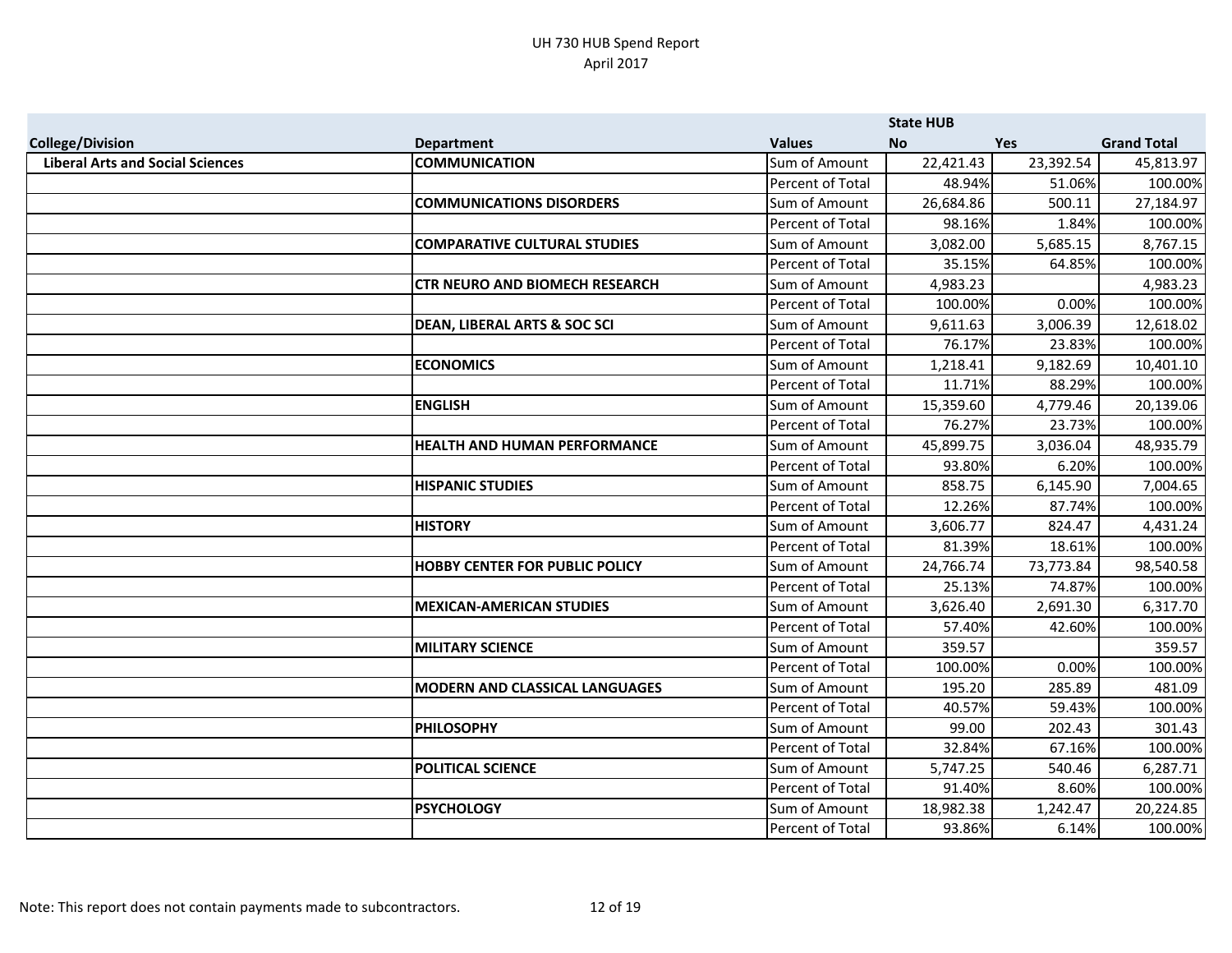UH 730 HUB Spend Report
April 2017

| | | | State HUB | | |
|---|---|---|---|---|---|
| **College/Division** | **Department** | **Values** | **No** | **Yes** | **Grand Total** |
| **Liberal Arts and Social Sciences** | **COMMUNICATION** | Sum of Amount | 22,421.43 | 23,392.54 | 45,813.97 |
| | | Percent of Total | 48.94% | 51.06% | 100.00% |
| | **COMMUNICATIONS DISORDERS** | Sum of Amount | 26,684.86 | 500.11 | 27,184.97 |
| | | Percent of Total | 98.16% | 1.84% | 100.00% |
| | **COMPARATIVE CULTURAL STUDIES** | Sum of Amount | 3,082.00 | 5,685.15 | 8,767.15 |
| | | Percent of Total | 35.15% | 64.85% | 100.00% |
| | **CTR NEURO AND BIOMECH RESEARCH** | Sum of Amount | 4,983.23 | | 4,983.23 |
| | | Percent of Total | 100.00% | 0.00% | 100.00% |
| | **DEAN, LIBERAL ARTS & SOC SCI** | Sum of Amount | 9,611.63 | 3,006.39 | 12,618.02 |
| | | Percent of Total | 76.17% | 23.83% | 100.00% |
| | **ECONOMICS** | Sum of Amount | 1,218.41 | 9,182.69 | 10,401.10 |
| | | Percent of Total | 11.71% | 88.29% | 100.00% |
| | **ENGLISH** | Sum of Amount | 15,359.60 | 4,779.46 | 20,139.06 |
| | | Percent of Total | 76.27% | 23.73% | 100.00% |
| | **HEALTH AND HUMAN PERFORMANCE** | Sum of Amount | 45,899.75 | 3,036.04 | 48,935.79 |
| | | Percent of Total | 93.80% | 6.20% | 100.00% |
| | **HISPANIC STUDIES** | Sum of Amount | 858.75 | 6,145.90 | 7,004.65 |
| | | Percent of Total | 12.26% | 87.74% | 100.00% |
| | **HISTORY** | Sum of Amount | 3,606.77 | 824.47 | 4,431.24 |
| | | Percent of Total | 81.39% | 18.61% | 100.00% |
| | **HOBBY CENTER FOR PUBLIC POLICY** | Sum of Amount | 24,766.74 | 73,773.84 | 98,540.58 |
| | | Percent of Total | 25.13% | 74.87% | 100.00% |
| | **MEXICAN-AMERICAN STUDIES** | Sum of Amount | 3,626.40 | 2,691.30 | 6,317.70 |
| | | Percent of Total | 57.40% | 42.60% | 100.00% |
| | **MILITARY SCIENCE** | Sum of Amount | 359.57 | | 359.57 |
| | | Percent of Total | 100.00% | 0.00% | 100.00% |
| | **MODERN AND CLASSICAL LANGUAGES** | Sum of Amount | 195.20 | 285.89 | 481.09 |
| | | Percent of Total | 40.57% | 59.43% | 100.00% |
| | **PHILOSOPHY** | Sum of Amount | 99.00 | 202.43 | 301.43 |
| | | Percent of Total | 32.84% | 67.16% | 100.00% |
| | **POLITICAL SCIENCE** | Sum of Amount | 5,747.25 | 540.46 | 6,287.71 |
| | | Percent of Total | 91.40% | 8.60% | 100.00% |
| | **PSYCHOLOGY** | Sum of Amount | 18,982.38 | 1,242.47 | 20,224.85 |
| | | Percent of Total | 93.86% | 6.14% | 100.00% |

Note: This report does not contain payments made to subcontractors.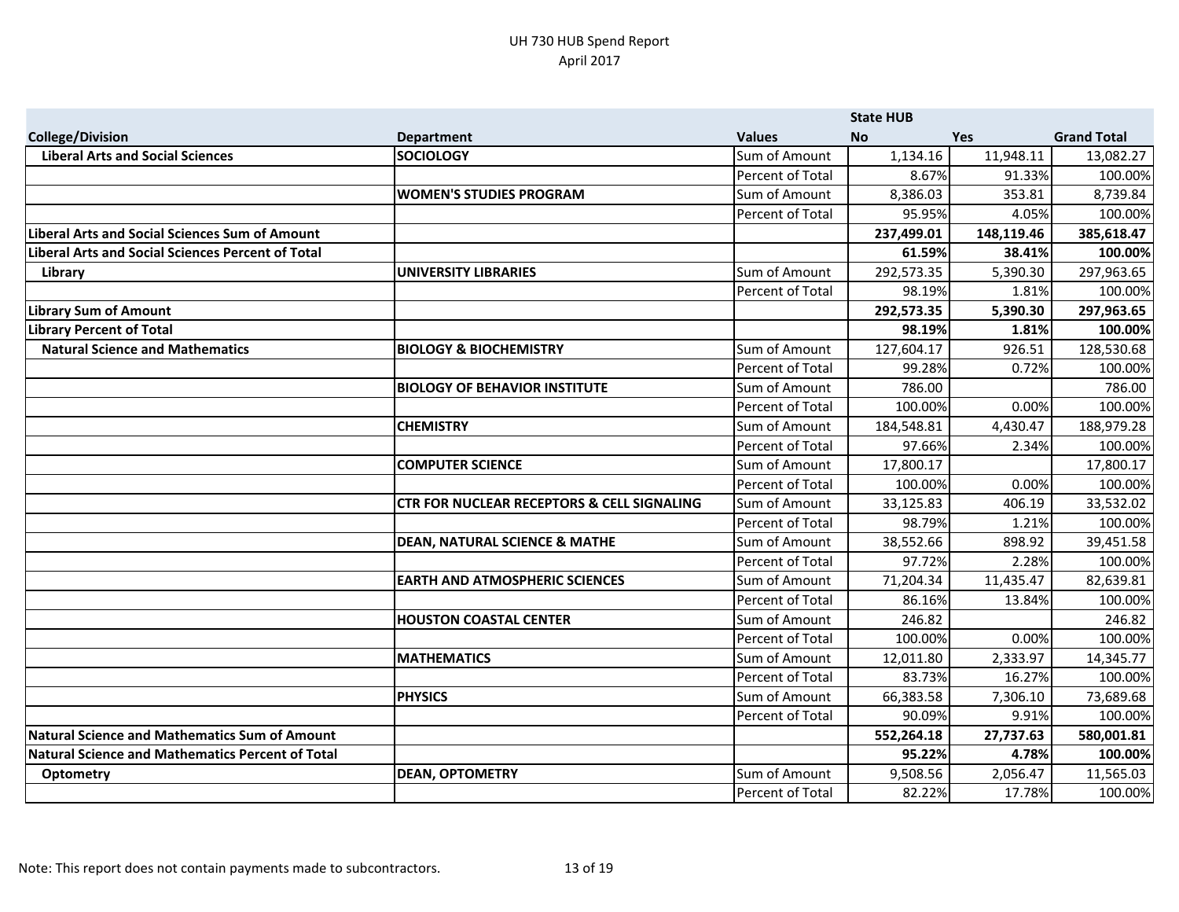# UH 730 HUB Spend Report

April 2017

| | | | State HUB | | |
|---|---|---|---|---|---|
| **College/Division** | **Department** | **Values** | **No** | **Yes** | **Grand Total** |
| **Liberal Arts and Social Sciences** | **SOCIOLOGY** | Sum of Amount | 1,134.16 | 11,948.11 | 13,082.27 |
| | | Percent of Total | 8.67% | 91.33% | 100.00% |
| | **WOMEN'S STUDIES PROGRAM** | Sum of Amount | 8,386.03 | 353.81 | 8,739.84 |
| | | Percent of Total | 95.95% | 4.05% | 100.00% |
| **Liberal Arts and Social Sciences Sum of Amount** | | | **237,499.01** | **148,119.46** | **385,618.47** |
| **Liberal Arts and Social Sciences Percent of Total** | | | **61.59%** | **38.41%** | **100.00%** |
| **Library** | **UNIVERSITY LIBRARIES** | Sum of Amount | 292,573.35 | 5,390.30 | 297,963.65 |
| | | Percent of Total | 98.19% | 1.81% | 100.00% |
| **Library Sum of Amount** | | | **292,573.35** | **5,390.30** | **297,963.65** |
| **Library Percent of Total** | | | **98.19%** | **1.81%** | **100.00%** |
| **Natural Science and Mathematics** | **BIOLOGY & BIOCHEMISTRY** | Sum of Amount | 127,604.17 | 926.51 | 128,530.68 |
| | | Percent of Total | 99.28% | 0.72% | 100.00% |
| | **BIOLOGY OF BEHAVIOR INSTITUTE** | Sum of Amount | 786.00 | | 786.00 |
| | | Percent of Total | 100.00% | 0.00% | 100.00% |
| | **CHEMISTRY** | Sum of Amount | 184,548.81 | 4,430.47 | 188,979.28 |
| | | Percent of Total | 97.66% | 2.34% | 100.00% |
| | **COMPUTER SCIENCE** | Sum of Amount | 17,800.17 | | 17,800.17 |
| | | Percent of Total | 100.00% | 0.00% | 100.00% |
| | **CTR FOR NUCLEAR RECEPTORS & CELL SIGNALING** | Sum of Amount | 33,125.83 | 406.19 | 33,532.02 |
| | | Percent of Total | 98.79% | 1.21% | 100.00% |
| | **DEAN, NATURAL SCIENCE & MATHE** | Sum of Amount | 38,552.66 | 898.92 | 39,451.58 |
| | | Percent of Total | 97.72% | 2.28% | 100.00% |
| | **EARTH AND ATMOSPHERIC SCIENCES** | Sum of Amount | 71,204.34 | 11,435.47 | 82,639.81 |
| | | Percent of Total | 86.16% | 13.84% | 100.00% |
| | **HOUSTON COASTAL CENTER** | Sum of Amount | 246.82 | | 246.82 |
| | | Percent of Total | 100.00% | 0.00% | 100.00% |
| | **MATHEMATICS** | Sum of Amount | 12,011.80 | 2,333.97 | 14,345.77 |
| | | Percent of Total | 83.73% | 16.27% | 100.00% |
| | **PHYSICS** | Sum of Amount | 66,383.58 | 7,306.10 | 73,689.68 |
| | | Percent of Total | 90.09% | 9.91% | 100.00% |
| **Natural Science and Mathematics Sum of Amount** | | | **552,264.18** | **27,737.63** | **580,001.81** |
| **Natural Science and Mathematics Percent of Total** | | | **95.22%** | **4.78%** | **100.00%** |
| **Optometry** | **DEAN, OPTOMETRY** | Sum of Amount | 9,508.56 | 2,056.47 | 11,565.03 |
| | | Percent of Total | 82.22% | 17.78% | 100.00% |

Note: This report does not contain payments made to subcontractors.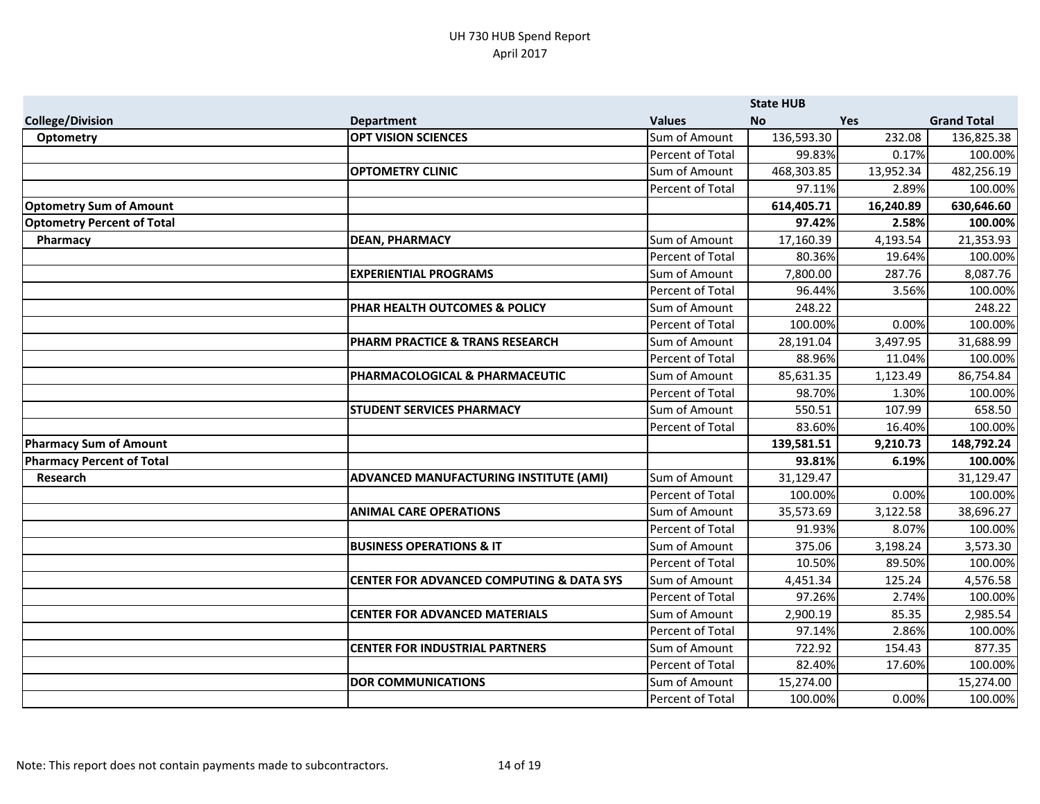UH 730 HUB Spend Report
April 2017

| | | | State HUB | | |
|---|---|---|---|---|---|
| **College/Division** | **Department** | **Values** | **No** | **Yes** | **Grand Total** |
| **Optometry** | **OPT VISION SCIENCES** | Sum of Amount | 136,593.30 | 232.08 | 136,825.38 |
| | | Percent of Total | 99.83% | 0.17% | 100.00% |
| | **OPTOMETRY CLINIC** | Sum of Amount | 468,303.85 | 13,952.34 | 482,256.19 |
| | | Percent of Total | 97.11% | 2.89% | 100.00% |
| **Optometry Sum of Amount** | | | **614,405.71** | **16,240.89** | **630,646.60** |
| **Optometry Percent of Total** | | | **97.42%** | **2.58%** | **100.00%** |
| **Pharmacy** | **DEAN, PHARMACY** | Sum of Amount | 17,160.39 | 4,193.54 | 21,353.93 |
| | | Percent of Total | 80.36% | 19.64% | 100.00% |
| | **EXPERIENTIAL PROGRAMS** | Sum of Amount | 7,800.00 | 287.76 | 8,087.76 |
| | | Percent of Total | 96.44% | 3.56% | 100.00% |
| | **PHAR HEALTH OUTCOMES & POLICY** | Sum of Amount | 248.22 | | 248.22 |
| | | Percent of Total | 100.00% | 0.00% | 100.00% |
| | **PHARM PRACTICE & TRANS RESEARCH** | Sum of Amount | 28,191.04 | 3,497.95 | 31,688.99 |
| | | Percent of Total | 88.96% | 11.04% | 100.00% |
| | **PHARMACOLOGICAL & PHARMACEUTIC** | Sum of Amount | 85,631.35 | 1,123.49 | 86,754.84 |
| | | Percent of Total | 98.70% | 1.30% | 100.00% |
| | **STUDENT SERVICES PHARMACY** | Sum of Amount | 550.51 | 107.99 | 658.50 |
| | | Percent of Total | 83.60% | 16.40% | 100.00% |
| **Pharmacy Sum of Amount** | | | **139,581.51** | **9,210.73** | **148,792.24** |
| **Pharmacy Percent of Total** | | | **93.81%** | **6.19%** | **100.00%** |
| **Research** | **ADVANCED MANUFACTURING INSTITUTE (AMI)** | Sum of Amount | 31,129.47 | | 31,129.47 |
| | | Percent of Total | 100.00% | 0.00% | 100.00% |
| | **ANIMAL CARE OPERATIONS** | Sum of Amount | 35,573.69 | 3,122.58 | 38,696.27 |
| | | Percent of Total | 91.93% | 8.07% | 100.00% |
| | **BUSINESS OPERATIONS & IT** | Sum of Amount | 375.06 | 3,198.24 | 3,573.30 |
| | | Percent of Total | 10.50% | 89.50% | 100.00% |
| | **CENTER FOR ADVANCED COMPUTING & DATA SYS** | Sum of Amount | 4,451.34 | 125.24 | 4,576.58 |
| | | Percent of Total | 97.26% | 2.74% | 100.00% |
| | **CENTER FOR ADVANCED MATERIALS** | Sum of Amount | 2,900.19 | 85.35 | 2,985.54 |
| | | Percent of Total | 97.14% | 2.86% | 100.00% |
| | **CENTER FOR INDUSTRIAL PARTNERS** | Sum of Amount | 722.92 | 154.43 | 877.35 |
| | | Percent of Total | 82.40% | 17.60% | 100.00% |
| | **DOR COMMUNICATIONS** | Sum of Amount | 15,274.00 | | 15,274.00 |
| | | Percent of Total | 100.00% | 0.00% | 100.00% |

Note: This report does not contain payments made to subcontractors.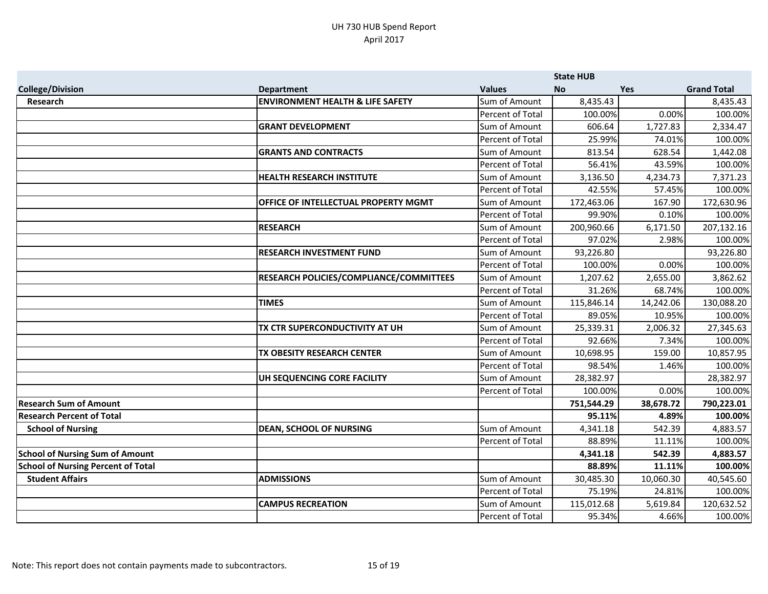UH 730 HUB Spend Report
April 2017

| | | | State HUB | | |
|---|---|---|---|---|---|
| **College/Division** | **Department** | **Values** | **No** | **Yes** | **Grand Total** |
| **Research** | **ENVIRONMENT HEALTH & LIFE SAFETY** | Sum of Amount | 8,435.43 | | 8,435.43 |
| | | Percent of Total | 100.00% | 0.00% | 100.00% |
| | **GRANT DEVELOPMENT** | Sum of Amount | 606.64 | 1,727.83 | 2,334.47 |
| | | Percent of Total | 25.99% | 74.01% | 100.00% |
| | **GRANTS AND CONTRACTS** | Sum of Amount | 813.54 | 628.54 | 1,442.08 |
| | | Percent of Total | 56.41% | 43.59% | 100.00% |
| | **HEALTH RESEARCH INSTITUTE** | Sum of Amount | 3,136.50 | 4,234.73 | 7,371.23 |
| | | Percent of Total | 42.55% | 57.45% | 100.00% |
| | **OFFICE OF INTELLECTUAL PROPERTY MGMT** | Sum of Amount | 172,463.06 | 167.90 | 172,630.96 |
| | | Percent of Total | 99.90% | 0.10% | 100.00% |
| | **RESEARCH** | Sum of Amount | 200,960.66 | 6,171.50 | 207,132.16 |
| | | Percent of Total | 97.02% | 2.98% | 100.00% |
| | **RESEARCH INVESTMENT FUND** | Sum of Amount | 93,226.80 | | 93,226.80 |
| | | Percent of Total | 100.00% | 0.00% | 100.00% |
| | **RESEARCH POLICIES/COMPLIANCE/COMMITTEES** | Sum of Amount | 1,207.62 | 2,655.00 | 3,862.62 |
| | | Percent of Total | 31.26% | 68.74% | 100.00% |
| | **TIMES** | Sum of Amount | 115,846.14 | 14,242.06 | 130,088.20 |
| | | Percent of Total | 89.05% | 10.95% | 100.00% |
| | **TX CTR SUPERCONDUCTIVITY AT UH** | Sum of Amount | 25,339.31 | 2,006.32 | 27,345.63 |
| | | Percent of Total | 92.66% | 7.34% | 100.00% |
| | **TX OBESITY RESEARCH CENTER** | Sum of Amount | 10,698.95 | 159.00 | 10,857.95 |
| | | Percent of Total | 98.54% | 1.46% | 100.00% |
| | **UH SEQUENCING CORE FACILITY** | Sum of Amount | 28,382.97 | | 28,382.97 |
| | | Percent of Total | 100.00% | 0.00% | 100.00% |
| **Research Sum of Amount** | | | **751,544.29** | **38,678.72** | **790,223.01** |
| **Research Percent of Total** | | | **95.11%** | **4.89%** | **100.00%** |
| **School of Nursing** | **DEAN, SCHOOL OF NURSING** | Sum of Amount | 4,341.18 | 542.39 | 4,883.57 |
| | | Percent of Total | 88.89% | 11.11% | 100.00% |
| **School of Nursing Sum of Amount** | | | **4,341.18** | **542.39** | **4,883.57** |
| **School of Nursing Percent of Total** | | | **88.89%** | **11.11%** | **100.00%** |
| **Student Affairs** | **ADMISSIONS** | Sum of Amount | 30,485.30 | 10,060.30 | 40,545.60 |
| | | Percent of Total | 75.19% | 24.81% | 100.00% |
| | **CAMPUS RECREATION** | Sum of Amount | 115,012.68 | 5,619.84 | 120,632.52 |
| | | Percent of Total | 95.34% | 4.66% | 100.00% |

Note: This report does not contain payments made to subcontractors.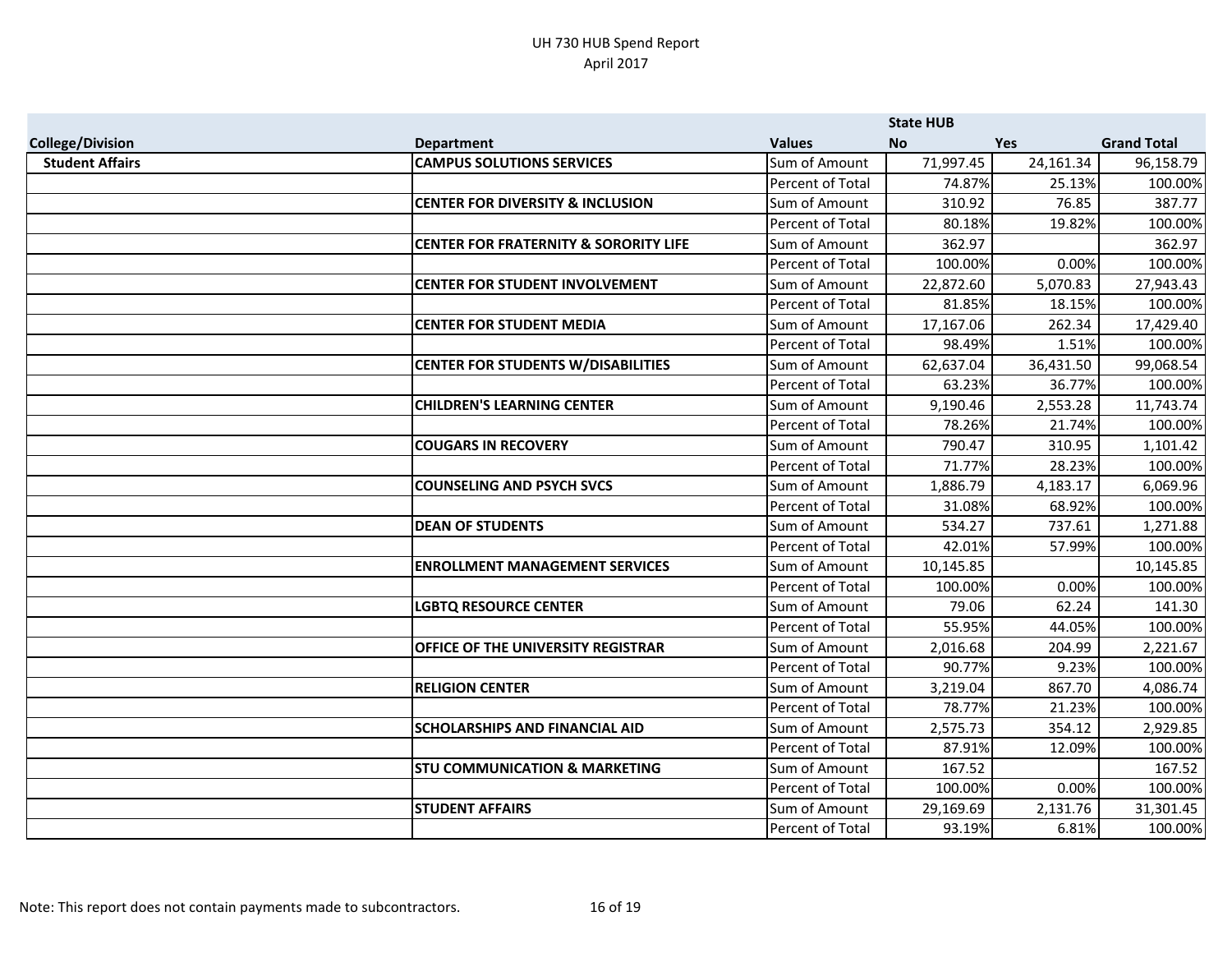UH 730 HUB Spend Report
April 2017

| | | | State HUB | | |
|---|---|---|---|---|---|
| College/Division | Department | Values | No | Yes | Grand Total |
| Student Affairs | CAMPUS SOLUTIONS SERVICES | Sum of Amount | 71,997.45 | 24,161.34 | 96,158.79 |
| | | Percent of Total | 74.87% | 25.13% | 100.00% |
| | CENTER FOR DIVERSITY & INCLUSION | Sum of Amount | 310.92 | 76.85 | 387.77 |
| | | Percent of Total | 80.18% | 19.82% | 100.00% |
| | CENTER FOR FRATERNITY & SORORITY LIFE | Sum of Amount | 362.97 | | 362.97 |
| | | Percent of Total | 100.00% | 0.00% | 100.00% |
| | CENTER FOR STUDENT INVOLVEMENT | Sum of Amount | 22,872.60 | 5,070.83 | 27,943.43 |
| | | Percent of Total | 81.85% | 18.15% | 100.00% |
| | CENTER FOR STUDENT MEDIA | Sum of Amount | 17,167.06 | 262.34 | 17,429.40 |
| | | Percent of Total | 98.49% | 1.51% | 100.00% |
| | CENTER FOR STUDENTS W/DISABILITIES | Sum of Amount | 62,637.04 | 36,431.50 | 99,068.54 |
| | | Percent of Total | 63.23% | 36.77% | 100.00% |
| | CHILDREN'S LEARNING CENTER | Sum of Amount | 9,190.46 | 2,553.28 | 11,743.74 |
| | | Percent of Total | 78.26% | 21.74% | 100.00% |
| | COUGARS IN RECOVERY | Sum of Amount | 790.47 | 310.95 | 1,101.42 |
| | | Percent of Total | 71.77% | 28.23% | 100.00% |
| | COUNSELING AND PSYCH SVCS | Sum of Amount | 1,886.79 | 4,183.17 | 6,069.96 |
| | | Percent of Total | 31.08% | 68.92% | 100.00% |
| | DEAN OF STUDENTS | Sum of Amount | 534.27 | 737.61 | 1,271.88 |
| | | Percent of Total | 42.01% | 57.99% | 100.00% |
| | ENROLLMENT MANAGEMENT SERVICES | Sum of Amount | 10,145.85 | | 10,145.85 |
| | | Percent of Total | 100.00% | 0.00% | 100.00% |
| | LGBTQ RESOURCE CENTER | Sum of Amount | 79.06 | 62.24 | 141.30 |
| | | Percent of Total | 55.95% | 44.05% | 100.00% |
| | OFFICE OF THE UNIVERSITY REGISTRAR | Sum of Amount | 2,016.68 | 204.99 | 2,221.67 |
| | | Percent of Total | 90.77% | 9.23% | 100.00% |
| | RELIGION CENTER | Sum of Amount | 3,219.04 | 867.70 | 4,086.74 |
| | | Percent of Total | 78.77% | 21.23% | 100.00% |
| | SCHOLARSHIPS AND FINANCIAL AID | Sum of Amount | 2,575.73 | 354.12 | 2,929.85 |
| | | Percent of Total | 87.91% | 12.09% | 100.00% |
| | STU COMMUNICATION & MARKETING | Sum of Amount | 167.52 | | 167.52 |
| | | Percent of Total | 100.00% | 0.00% | 100.00% |
| | STUDENT AFFAIRS | Sum of Amount | 29,169.69 | 2,131.76 | 31,301.45 |
| | | Percent of Total | 93.19% | 6.81% | 100.00% |

Note: This report does not contain payments made to subcontractors.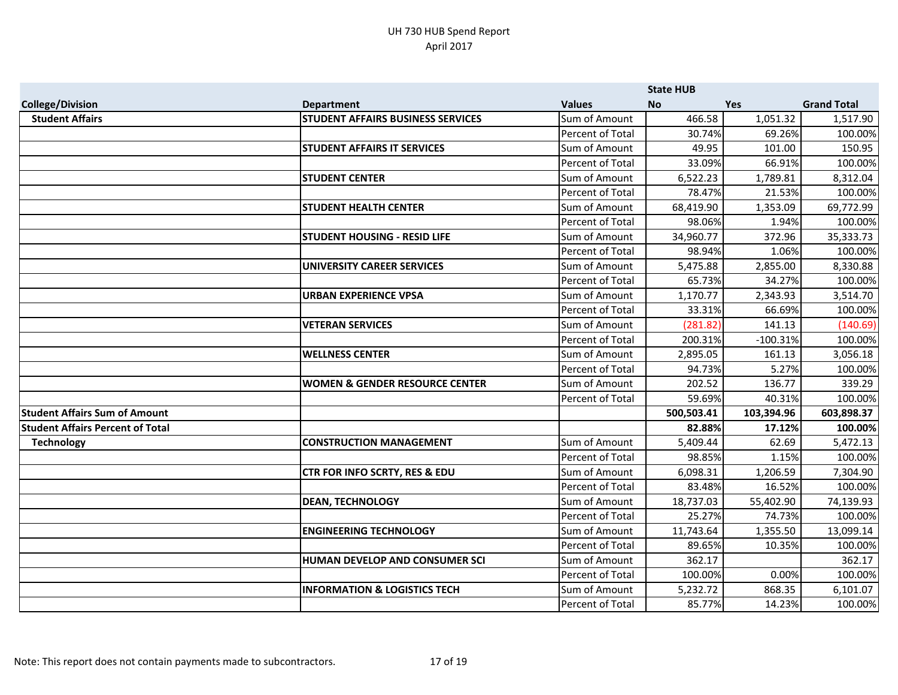UH 730 HUB Spend Report
April 2017

| | | | State HUB | | |
|---|---|---|---|---|---|
| **College/Division** | **Department** | **Values** | **No** | **Yes** | **Grand Total** |
| **Student Affairs** | **STUDENT AFFAIRS BUSINESS SERVICES** | Sum of Amount | 466.58 | 1,051.32 | 1,517.90 |
| | | Percent of Total | 30.74% | 69.26% | 100.00% |
| | **STUDENT AFFAIRS IT SERVICES** | Sum of Amount | 49.95 | 101.00 | 150.95 |
| | | Percent of Total | 33.09% | 66.91% | 100.00% |
| | **STUDENT CENTER** | Sum of Amount | 6,522.23 | 1,789.81 | 8,312.04 |
| | | Percent of Total | 78.47% | 21.53% | 100.00% |
| | **STUDENT HEALTH CENTER** | Sum of Amount | 68,419.90 | 1,353.09 | 69,772.99 |
| | | Percent of Total | 98.06% | 1.94% | 100.00% |
| | **STUDENT HOUSING - RESID LIFE** | Sum of Amount | 34,960.77 | 372.96 | 35,333.73 |
| | | Percent of Total | 98.94% | 1.06% | 100.00% |
| | **UNIVERSITY CAREER SERVICES** | Sum of Amount | 5,475.88 | 2,855.00 | 8,330.88 |
| | | Percent of Total | 65.73% | 34.27% | 100.00% |
| | **URBAN EXPERIENCE VPSA** | Sum of Amount | 1,170.77 | 2,343.93 | 3,514.70 |
| | | Percent of Total | 33.31% | 66.69% | 100.00% |
| | **VETERAN SERVICES** | Sum of Amount | (281.82) | 141.13 | (140.69) |
| | | Percent of Total | 200.31% | -100.31% | 100.00% |
| | **WELLNESS CENTER** | Sum of Amount | 2,895.05 | 161.13 | 3,056.18 |
| | | Percent of Total | 94.73% | 5.27% | 100.00% |
| | **WOMEN & GENDER RESOURCE CENTER** | Sum of Amount | 202.52 | 136.77 | 339.29 |
| | | Percent of Total | 59.69% | 40.31% | 100.00% |
| **Student Affairs Sum of Amount** | | | **500,503.41** | **103,394.96** | **603,898.37** |
| **Student Affairs Percent of Total** | | | **82.88%** | **17.12%** | **100.00%** |
| **Technology** | **CONSTRUCTION MANAGEMENT** | Sum of Amount | 5,409.44 | 62.69 | 5,472.13 |
| | | Percent of Total | 98.85% | 1.15% | 100.00% |
| | **CTR FOR INFO SCRTY, RES & EDU** | Sum of Amount | 6,098.31 | 1,206.59 | 7,304.90 |
| | | Percent of Total | 83.48% | 16.52% | 100.00% |
| | **DEAN, TECHNOLOGY** | Sum of Amount | 18,737.03 | 55,402.90 | 74,139.93 |
| | | Percent of Total | 25.27% | 74.73% | 100.00% |
| | **ENGINEERING TECHNOLOGY** | Sum of Amount | 11,743.64 | 1,355.50 | 13,099.14 |
| | | Percent of Total | 89.65% | 10.35% | 100.00% |
| | **HUMAN DEVELOP AND CONSUMER SCI** | Sum of Amount | 362.17 | | 362.17 |
| | | Percent of Total | 100.00% | 0.00% | 100.00% |
| | **INFORMATION & LOGISTICS TECH** | Sum of Amount | 5,232.72 | 868.35 | 6,101.07 |
| | | Percent of Total | 85.77% | 14.23% | 100.00% |

Note: This report does not contain payments made to subcontractors.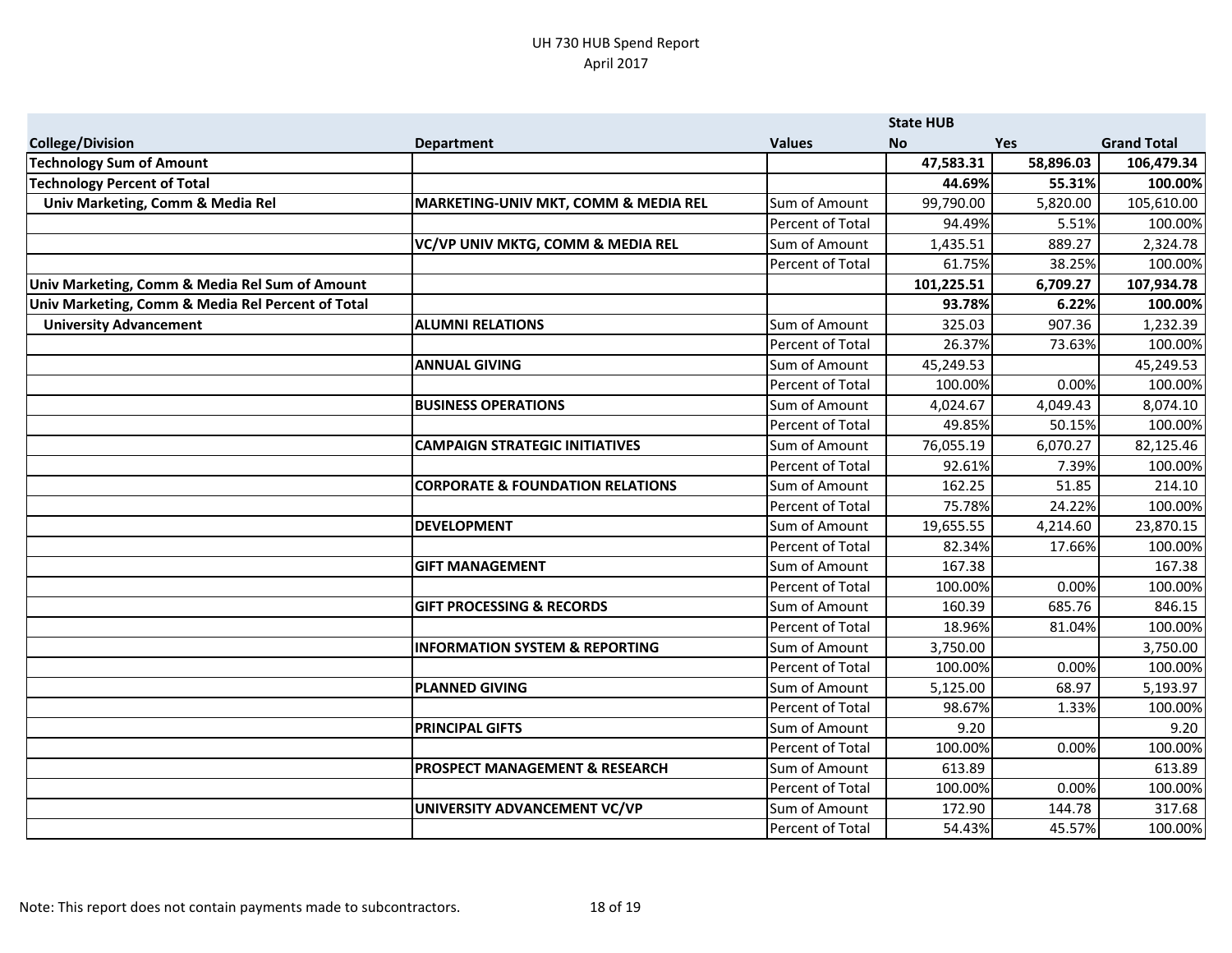UH 730 HUB Spend Report
April 2017

| | | | State HUB | | |
|---|---|---|---|---|---|
| **College/Division** | **Department** | **Values** | **No** | **Yes** | **Grand Total** |
| **Technology Sum of Amount** | | | **47,583.31** | **58,896.03** | **106,479.34** |
| **Technology Percent of Total** | | | **44.69%** | **55.31%** | **100.00%** |
| **Univ Marketing, Comm & Media Rel** | **MARKETING-UNIV MKT, COMM & MEDIA REL** | Sum of Amount | 99,790.00 | 5,820.00 | 105,610.00 |
| | | Percent of Total | 94.49% | 5.51% | 100.00% |
| | **VC/VP UNIV MKTG, COMM & MEDIA REL** | Sum of Amount | 1,435.51 | 889.27 | 2,324.78 |
| | | Percent of Total | 61.75% | 38.25% | 100.00% |
| **Univ Marketing, Comm & Media Rel Sum of Amount** | | | **101,225.51** | **6,709.27** | **107,934.78** |
| **Univ Marketing, Comm & Media Rel Percent of Total** | | | **93.78%** | **6.22%** | **100.00%** |
| **University Advancement** | **ALUMNI RELATIONS** | Sum of Amount | 325.03 | 907.36 | 1,232.39 |
| | | Percent of Total | 26.37% | 73.63% | 100.00% |
| | **ANNUAL GIVING** | Sum of Amount | 45,249.53 | | 45,249.53 |
| | | Percent of Total | 100.00% | 0.00% | 100.00% |
| | **BUSINESS OPERATIONS** | Sum of Amount | 4,024.67 | 4,049.43 | 8,074.10 |
| | | Percent of Total | 49.85% | 50.15% | 100.00% |
| | **CAMPAIGN STRATEGIC INITIATIVES** | Sum of Amount | 76,055.19 | 6,070.27 | 82,125.46 |
| | | Percent of Total | 92.61% | 7.39% | 100.00% |
| | **CORPORATE & FOUNDATION RELATIONS** | Sum of Amount | 162.25 | 51.85 | 214.10 |
| | | Percent of Total | 75.78% | 24.22% | 100.00% |
| | **DEVELOPMENT** | Sum of Amount | 19,655.55 | 4,214.60 | 23,870.15 |
| | | Percent of Total | 82.34% | 17.66% | 100.00% |
| | **GIFT MANAGEMENT** | Sum of Amount | 167.38 | | 167.38 |
| | | Percent of Total | 100.00% | 0.00% | 100.00% |
| | **GIFT PROCESSING & RECORDS** | Sum of Amount | 160.39 | 685.76 | 846.15 |
| | | Percent of Total | 18.96% | 81.04% | 100.00% |
| | **INFORMATION SYSTEM & REPORTING** | Sum of Amount | 3,750.00 | | 3,750.00 |
| | | Percent of Total | 100.00% | 0.00% | 100.00% |
| | **PLANNED GIVING** | Sum of Amount | 5,125.00 | 68.97 | 5,193.97 |
| | | Percent of Total | 98.67% | 1.33% | 100.00% |
| | **PRINCIPAL GIFTS** | Sum of Amount | 9.20 | | 9.20 |
| | | Percent of Total | 100.00% | 0.00% | 100.00% |
| | **PROSPECT MANAGEMENT & RESEARCH** | Sum of Amount | 613.89 | | 613.89 |
| | | Percent of Total | 100.00% | 0.00% | 100.00% |
| | **UNIVERSITY ADVANCEMENT VC/VP** | Sum of Amount | 172.90 | 144.78 | 317.68 |
| | | Percent of Total | 54.43% | 45.57% | 100.00% |

Note: This report does not contain payments made to subcontractors.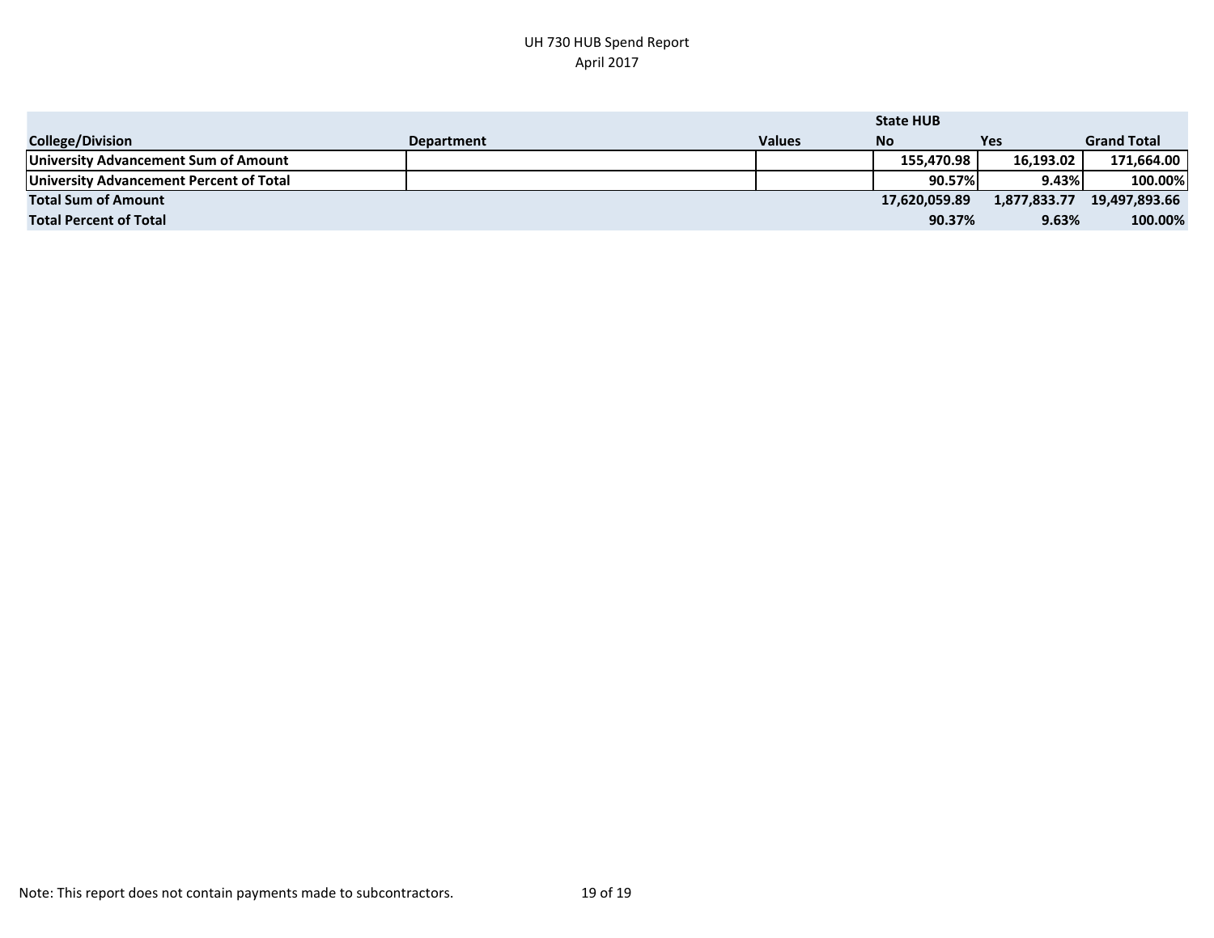UH 730 HUB Spend Report
April 2017

| | | | State HUB | | |
|---|---|---|---|---|---|
| **College/Division** | **Department** | **Values** | **No** | **Yes** | **Grand Total** |
| **University Advancement Sum of Amount** | | | **155,470.98** | **16,193.02** | **171,664.00** |
| **University Advancement Percent of Total** | | | **90.57%** | **9.43%** | **100.00%** |
| **Total Sum of Amount** | | | **17,620,059.89** | **1,877,833.77** | **19,497,893.66** |
| **Total Percent of Total** | | | **90.37%** | **9.63%** | **100.00%** |

Note: This report does not contain payments made to subcontractors.